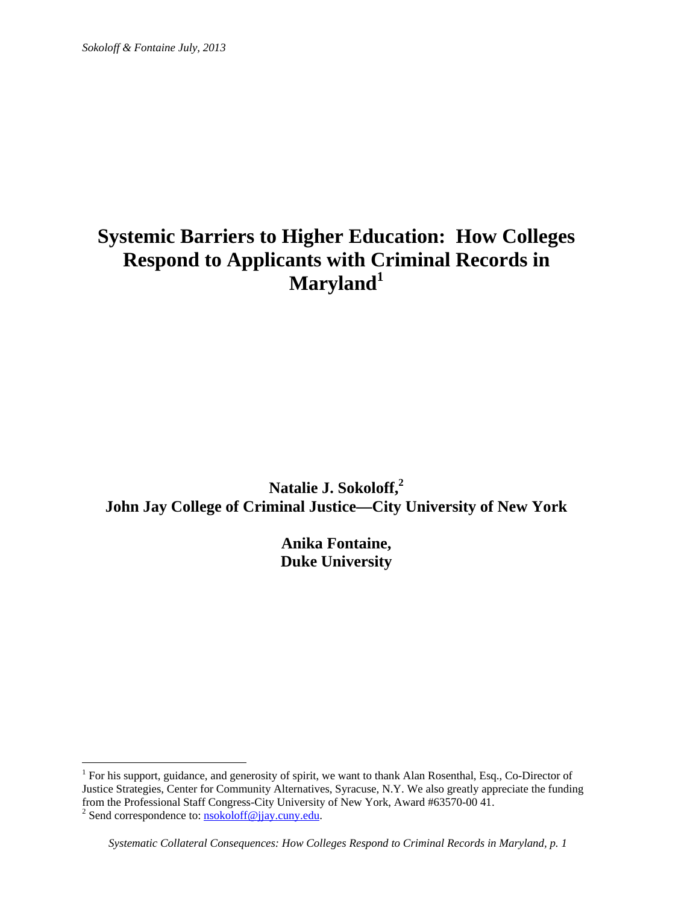# Systemic Barriers to Higher Education: How Colleges Respond to Applicants with Criminal Records in Maryland[1]

**Natalie J. Sokoloff,[2]**
**John Jay College of Criminal Justice—City University of New York**

**Anika Fontaine,**
**Duke University**

---

[1] For his support, guidance, and generosity of spirit, we want to thank Alan Rosenthal, Esq., Co-Director of Justice Strategies, Center for Community Alternatives, Syracuse, N.Y. We also greatly appreciate the funding from the Professional Staff Congress-City University of New York, Award #63570-00 41.

[2] Send correspondence to: nsokoloff@jjay.cuny.edu.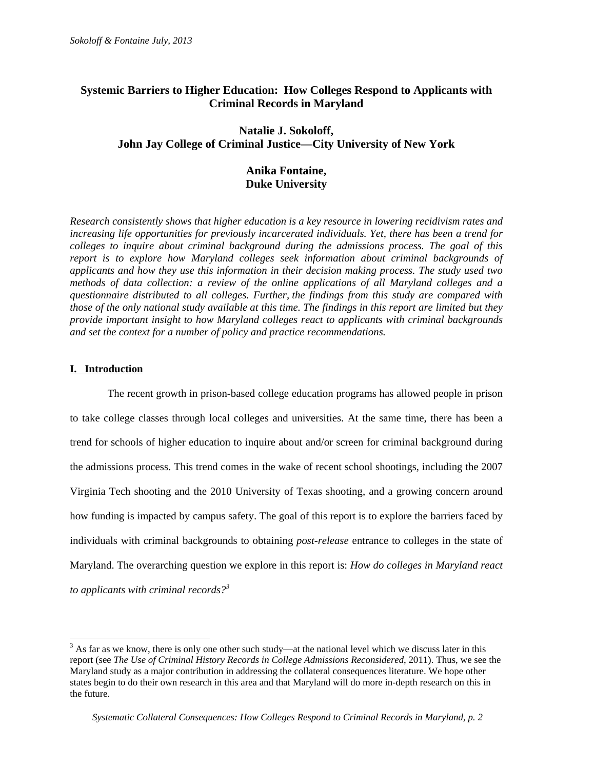# Systemic Barriers to Higher Education: How Colleges Respond to Applicants with Criminal Records in Maryland

**Natalie J. Sokoloff,**
**John Jay College of Criminal Justice—City University of New York**

**Anika Fontaine,**
**Duke University**

*Research consistently shows that higher education is a key resource in lowering recidivism rates and increasing life opportunities for previously incarcerated individuals. Yet, there has been a trend for colleges to inquire about criminal background during the admissions process. The goal of this report is to explore how Maryland colleges seek information about criminal backgrounds of applicants and how they use this information in their decision making process. The study used two methods of data collection: a review of the online applications of all Maryland colleges and a questionnaire distributed to all colleges. Further, the findings from this study are compared with those of the only national study available at this time. The findings in this report are limited but they provide important insight to how Maryland colleges react to applicants with criminal backgrounds and set the context for a number of policy and practice recommendations.*

## I. Introduction

The recent growth in prison-based college education programs has allowed people in prison to take college classes through local colleges and universities. At the same time, there has been a trend for schools of higher education to inquire about and/or screen for criminal background during the admissions process. This trend comes in the wake of recent school shootings, including the 2007 Virginia Tech shooting and the 2010 University of Texas shooting, and a growing concern around how funding is impacted by campus safety. The goal of this report is to explore the barriers faced by individuals with criminal backgrounds to obtaining *post-release* entrance to colleges in the state of Maryland. The overarching question we explore in this report is: *How do colleges in Maryland react to applicants with criminal records?*[3]

[3] As far as we know, there is only one other such study—at the national level which we discuss later in this report (see *The Use of Criminal History Records in College Admissions Reconsidered*, 2011). Thus, we see the Maryland study as a major contribution in addressing the collateral consequences literature. We hope other states begin to do their own research in this area and that Maryland will do more in-depth research on this in the future.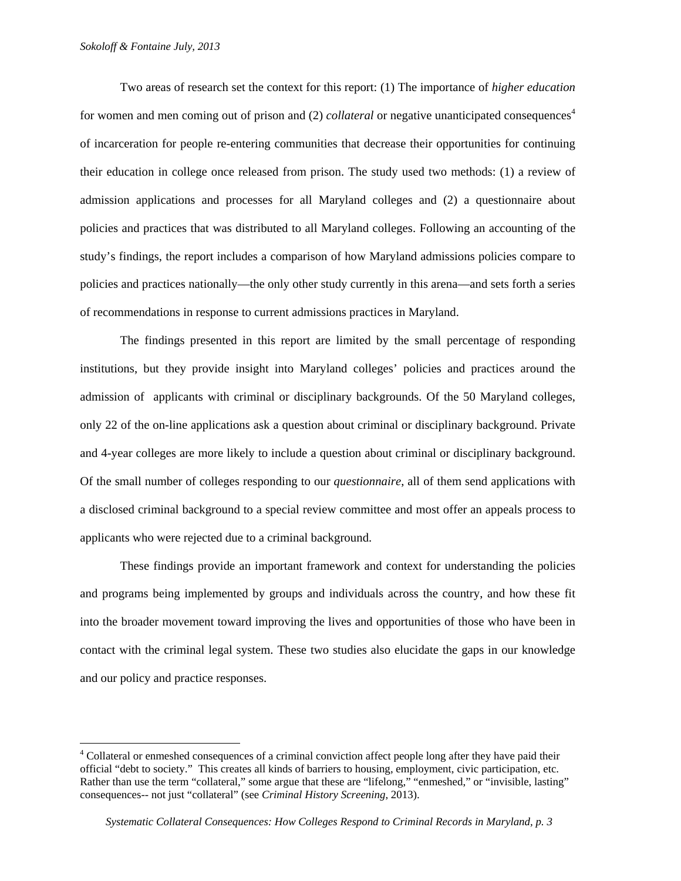Two areas of research set the context for this report: (1) The importance of *higher education* for women and men coming out of prison and (2) *collateral* or negative unanticipated consequences[4] of incarceration for people re-entering communities that decrease their opportunities for continuing their education in college once released from prison. The study used two methods: (1) a review of admission applications and processes for all Maryland colleges and (2) a questionnaire about policies and practices that was distributed to all Maryland colleges. Following an accounting of the study's findings, the report includes a comparison of how Maryland admissions policies compare to policies and practices nationally—the only other study currently in this arena—and sets forth a series of recommendations in response to current admissions practices in Maryland.

The findings presented in this report are limited by the small percentage of responding institutions, but they provide insight into Maryland colleges' policies and practices around the admission of applicants with criminal or disciplinary backgrounds. Of the 50 Maryland colleges, only 22 of the on-line applications ask a question about criminal or disciplinary background. Private and 4-year colleges are more likely to include a question about criminal or disciplinary background. Of the small number of colleges responding to our *questionnaire*, all of them send applications with a disclosed criminal background to a special review committee and most offer an appeals process to applicants who were rejected due to a criminal background.

These findings provide an important framework and context for understanding the policies and programs being implemented by groups and individuals across the country, and how these fit into the broader movement toward improving the lives and opportunities of those who have been in contact with the criminal legal system. These two studies also elucidate the gaps in our knowledge and our policy and practice responses.

---

[4] Collateral or enmeshed consequences of a criminal conviction affect people long after they have paid their official "debt to society." This creates all kinds of barriers to housing, employment, civic participation, etc. Rather than use the term "collateral," some argue that these are "lifelong," "enmeshed," or "invisible, lasting" consequences-- not just "collateral" (see *Criminal History Screening*, 2013).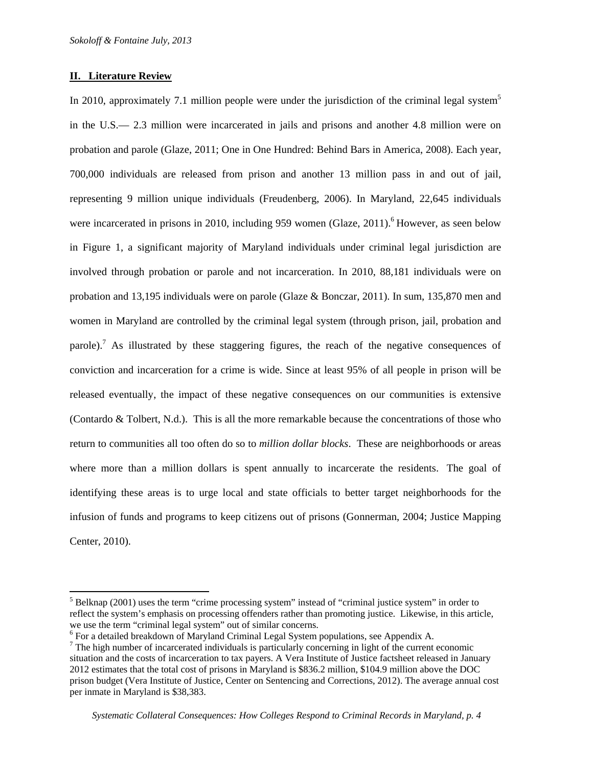## II. Literature Review

In 2010, approximately 7.1 million people were under the jurisdiction of the criminal legal system[5] in the U.S.— 2.3 million were incarcerated in jails and prisons and another 4.8 million were on probation and parole (Glaze, 2011; One in One Hundred: Behind Bars in America, 2008). Each year, 700,000 individuals are released from prison and another 13 million pass in and out of jail, representing 9 million unique individuals (Freudenberg, 2006). In Maryland, 22,645 individuals were incarcerated in prisons in 2010, including 959 women (Glaze, 2011).[6] However, as seen below in Figure 1, a significant majority of Maryland individuals under criminal legal jurisdiction are involved through probation or parole and not incarceration. In 2010, 88,181 individuals were on probation and 13,195 individuals were on parole (Glaze & Bonczar, 2011). In sum, 135,870 men and women in Maryland are controlled by the criminal legal system (through prison, jail, probation and parole).[7] As illustrated by these staggering figures, the reach of the negative consequences of conviction and incarceration for a crime is wide. Since at least 95% of all people in prison will be released eventually, the impact of these negative consequences on our communities is extensive (Contardo & Tolbert, N.d.). This is all the more remarkable because the concentrations of those who return to communities all too often do so to *million dollar blocks*. These are neighborhoods or areas where more than a million dollars is spent annually to incarcerate the residents. The goal of identifying these areas is to urge local and state officials to better target neighborhoods for the infusion of funds and programs to keep citizens out of prisons (Gonnerman, 2004; Justice Mapping Center, 2010).

---

[5] Belknap (2001) uses the term "crime processing system" instead of "criminal justice system" in order to reflect the system's emphasis on processing offenders rather than promoting justice. Likewise, in this article, we use the term "criminal legal system" out of similar concerns.

[6] For a detailed breakdown of Maryland Criminal Legal System populations, see Appendix A.

[7] The high number of incarcerated individuals is particularly concerning in light of the current economic situation and the costs of incarceration to tax payers. A Vera Institute of Justice factsheet released in January 2012 estimates that the total cost of prisons in Maryland is $836.2 million, $104.9 million above the DOC prison budget (Vera Institute of Justice, Center on Sentencing and Corrections, 2012). The average annual cost per inmate in Maryland is $38,383.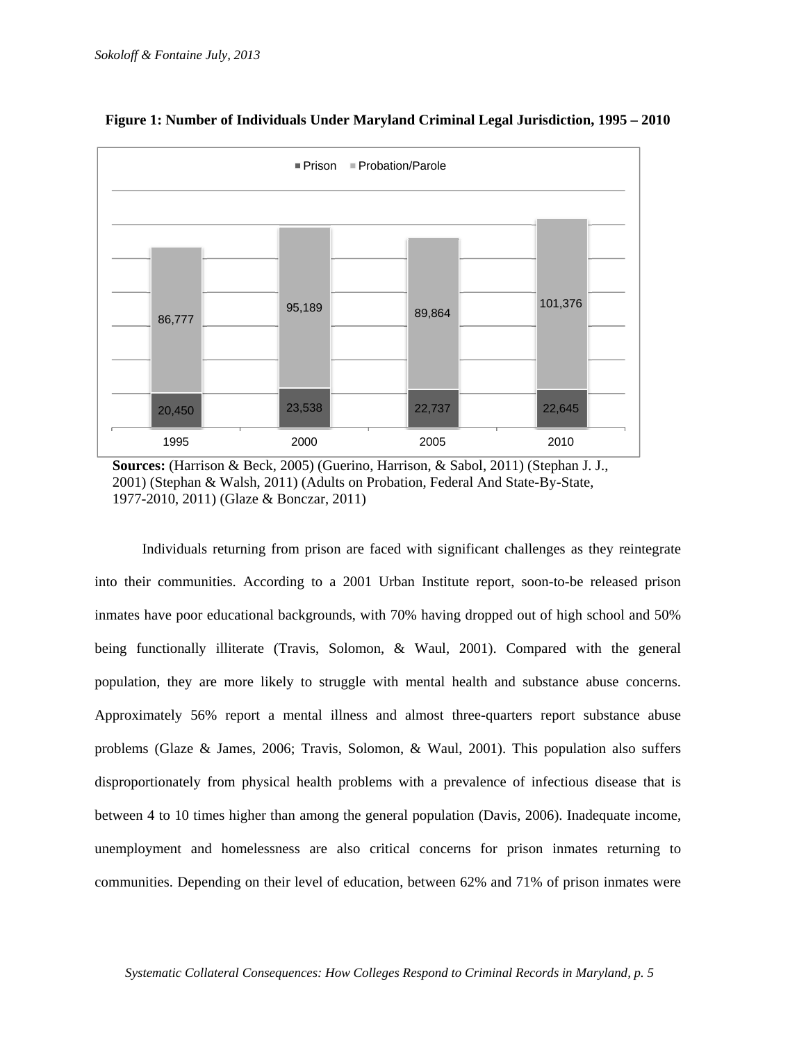**Figure 1: Number of Individuals Under Maryland Criminal Legal Jurisdiction, 1995 – 2010**

| | 1995 | 2000 | 2005 | 2010 |
|---|---|---|---|---|
| Prison | 20,450 | 23,538 | 22,737 | 22,645 |
| Probation/Parole | 86,777 | 95,189 | 89,864 | 101,376 |

**Sources:** (Harrison & Beck, 2005) (Guerino, Harrison, & Sabol, 2011) (Stephan J. J., 2001) (Stephan & Walsh, 2011) (Adults on Probation, Federal And State-By-State, 1977-2010, 2011) (Glaze & Bonczar, 2011)

Individuals returning from prison are faced with significant challenges as they reintegrate into their communities. According to a 2001 Urban Institute report, soon-to-be released prison inmates have poor educational backgrounds, with 70% having dropped out of high school and 50% being functionally illiterate (Travis, Solomon, & Waul, 2001). Compared with the general population, they are more likely to struggle with mental health and substance abuse concerns. Approximately 56% report a mental illness and almost three-quarters report substance abuse problems (Glaze & James, 2006; Travis, Solomon, & Waul, 2001). This population also suffers disproportionately from physical health problems with a prevalence of infectious disease that is between 4 to 10 times higher than among the general population (Davis, 2006). Inadequate income, unemployment and homelessness are also critical concerns for prison inmates returning to communities. Depending on their level of education, between 62% and 71% of prison inmates were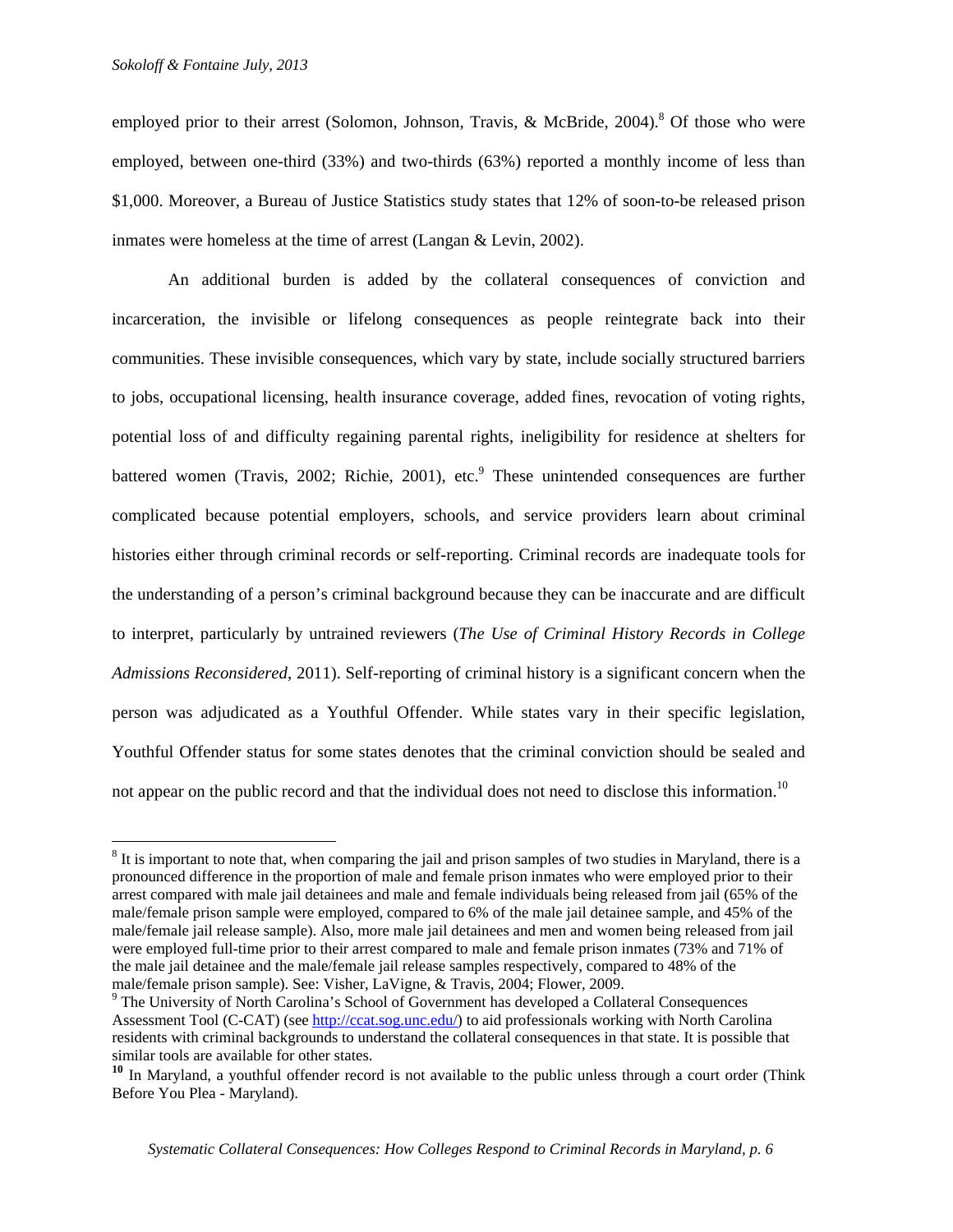employed prior to their arrest (Solomon, Johnson, Travis, & McBride, 2004).[8] Of those who were employed, between one-third (33%) and two-thirds (63%) reported a monthly income of less than $1,000. Moreover, a Bureau of Justice Statistics study states that 12% of soon-to-be released prison inmates were homeless at the time of arrest (Langan & Levin, 2002).

An additional burden is added by the collateral consequences of conviction and incarceration, the invisible or lifelong consequences as people reintegrate back into their communities. These invisible consequences, which vary by state, include socially structured barriers to jobs, occupational licensing, health insurance coverage, added fines, revocation of voting rights, potential loss of and difficulty regaining parental rights, ineligibility for residence at shelters for battered women (Travis, 2002; Richie, 2001), etc.[9] These unintended consequences are further complicated because potential employers, schools, and service providers learn about criminal histories either through criminal records or self-reporting. Criminal records are inadequate tools for the understanding of a person's criminal background because they can be inaccurate and are difficult to interpret, particularly by untrained reviewers (*The Use of Criminal History Records in College Admissions Reconsidered*, 2011). Self-reporting of criminal history is a significant concern when the person was adjudicated as a Youthful Offender. While states vary in their specific legislation, Youthful Offender status for some states denotes that the criminal conviction should be sealed and not appear on the public record and that the individual does not need to disclose this information.[10]

---

[8] It is important to note that, when comparing the jail and prison samples of two studies in Maryland, there is a pronounced difference in the proportion of male and female prison inmates who were employed prior to their arrest compared with male jail detainees and male and female individuals being released from jail (65% of the male/female prison sample were employed, compared to 6% of the male jail detainee sample, and 45% of the male/female jail release sample). Also, more male jail detainees and men and women being released from jail were employed full-time prior to their arrest compared to male and female prison inmates (73% and 71% of the male jail detainee and the male/female jail release samples respectively, compared to 48% of the male/female prison sample). See: Visher, LaVigne, & Travis, 2004; Flower, 2009.

[9] The University of North Carolina's School of Government has developed a Collateral Consequences Assessment Tool (C-CAT) (see http://ccat.sog.unc.edu/) to aid professionals working with North Carolina residents with criminal backgrounds to understand the collateral consequences in that state. It is possible that similar tools are available for other states.

[10] In Maryland, a youthful offender record is not available to the public unless through a court order (Think Before You Plea - Maryland).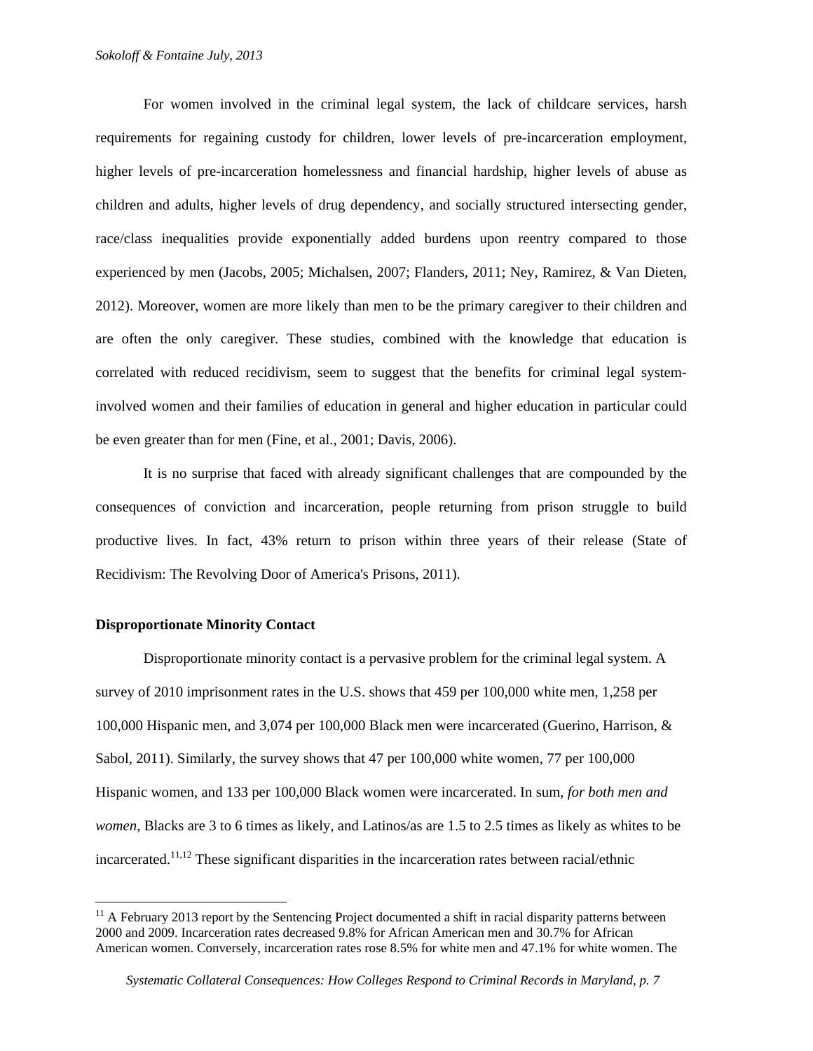For women involved in the criminal legal system, the lack of childcare services, harsh requirements for regaining custody for children, lower levels of pre-incarceration employment, higher levels of pre-incarceration homelessness and financial hardship, higher levels of abuse as children and adults, higher levels of drug dependency, and socially structured intersecting gender, race/class inequalities provide exponentially added burdens upon reentry compared to those experienced by men (Jacobs, 2005; Michalsen, 2007; Flanders, 2011; Ney, Ramirez, & Van Dieten, 2012). Moreover, women are more likely than men to be the primary caregiver to their children and are often the only caregiver. These studies, combined with the knowledge that education is correlated with reduced recidivism, seem to suggest that the benefits for criminal legal system-involved women and their families of education in general and higher education in particular could be even greater than for men (Fine, et al., 2001; Davis, 2006).

It is no surprise that faced with already significant challenges that are compounded by the consequences of conviction and incarceration, people returning from prison struggle to build productive lives. In fact, 43% return to prison within three years of their release (State of Recidivism: The Revolving Door of America's Prisons, 2011).

**Disproportionate Minority Contact**

Disproportionate minority contact is a pervasive problem for the criminal legal system. A survey of 2010 imprisonment rates in the U.S. shows that 459 per 100,000 white men, 1,258 per 100,000 Hispanic men, and 3,074 per 100,000 Black men were incarcerated (Guerino, Harrison, & Sabol, 2011). Similarly, the survey shows that 47 per 100,000 white women, 77 per 100,000 Hispanic women, and 133 per 100,000 Black women were incarcerated. In sum, *for both men and women*, Blacks are 3 to 6 times as likely, and Latinos/as are 1.5 to 2.5 times as likely as whites to be incarcerated.[11,12] These significant disparities in the incarceration rates between racial/ethnic

[11] A February 2013 report by the Sentencing Project documented a shift in racial disparity patterns between 2000 and 2009. Incarceration rates decreased 9.8% for African American men and 30.7% for African American women. Conversely, incarceration rates rose 8.5% for white men and 47.1% for white women. The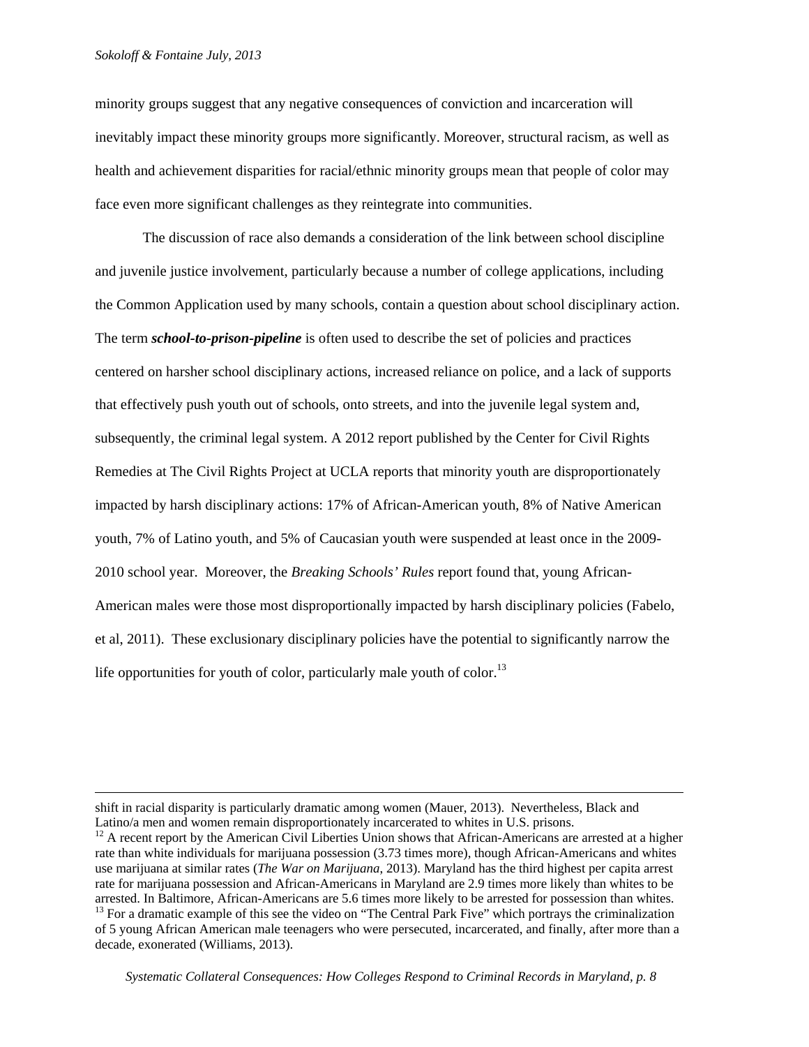minority groups suggest that any negative consequences of conviction and incarceration will inevitably impact these minority groups more significantly. Moreover, structural racism, as well as health and achievement disparities for racial/ethnic minority groups mean that people of color may face even more significant challenges as they reintegrate into communities.

The discussion of race also demands a consideration of the link between school discipline and juvenile justice involvement, particularly because a number of college applications, including the Common Application used by many schools, contain a question about school disciplinary action. The term ***school-to-prison-pipeline*** is often used to describe the set of policies and practices centered on harsher school disciplinary actions, increased reliance on police, and a lack of supports that effectively push youth out of schools, onto streets, and into the juvenile legal system and, subsequently, the criminal legal system. A 2012 report published by the Center for Civil Rights Remedies at The Civil Rights Project at UCLA reports that minority youth are disproportionately impacted by harsh disciplinary actions: 17% of African-American youth, 8% of Native American youth, 7% of Latino youth, and 5% of Caucasian youth were suspended at least once in the 2009-2010 school year. Moreover, the *Breaking Schools' Rules* report found that, young African-American males were those most disproportionally impacted by harsh disciplinary policies (Fabelo, et al, 2011). These exclusionary disciplinary policies have the potential to significantly narrow the life opportunities for youth of color, particularly male youth of color.[13]

---

shift in racial disparity is particularly dramatic among women (Mauer, 2013). Nevertheless, Black and Latino/a men and women remain disproportionately incarcerated to whites in U.S. prisons.

[12] A recent report by the American Civil Liberties Union shows that African-Americans are arrested at a higher rate than white individuals for marijuana possession (3.73 times more), though African-Americans and whites use marijuana at similar rates (*The War on Marijuana*, 2013). Maryland has the third highest per capita arrest rate for marijuana possession and African-Americans in Maryland are 2.9 times more likely than whites to be arrested. In Baltimore, African-Americans are 5.6 times more likely to be arrested for possession than whites.

[13] For a dramatic example of this see the video on "The Central Park Five" which portrays the criminalization of 5 young African American male teenagers who were persecuted, incarcerated, and finally, after more than a decade, exonerated (Williams, 2013).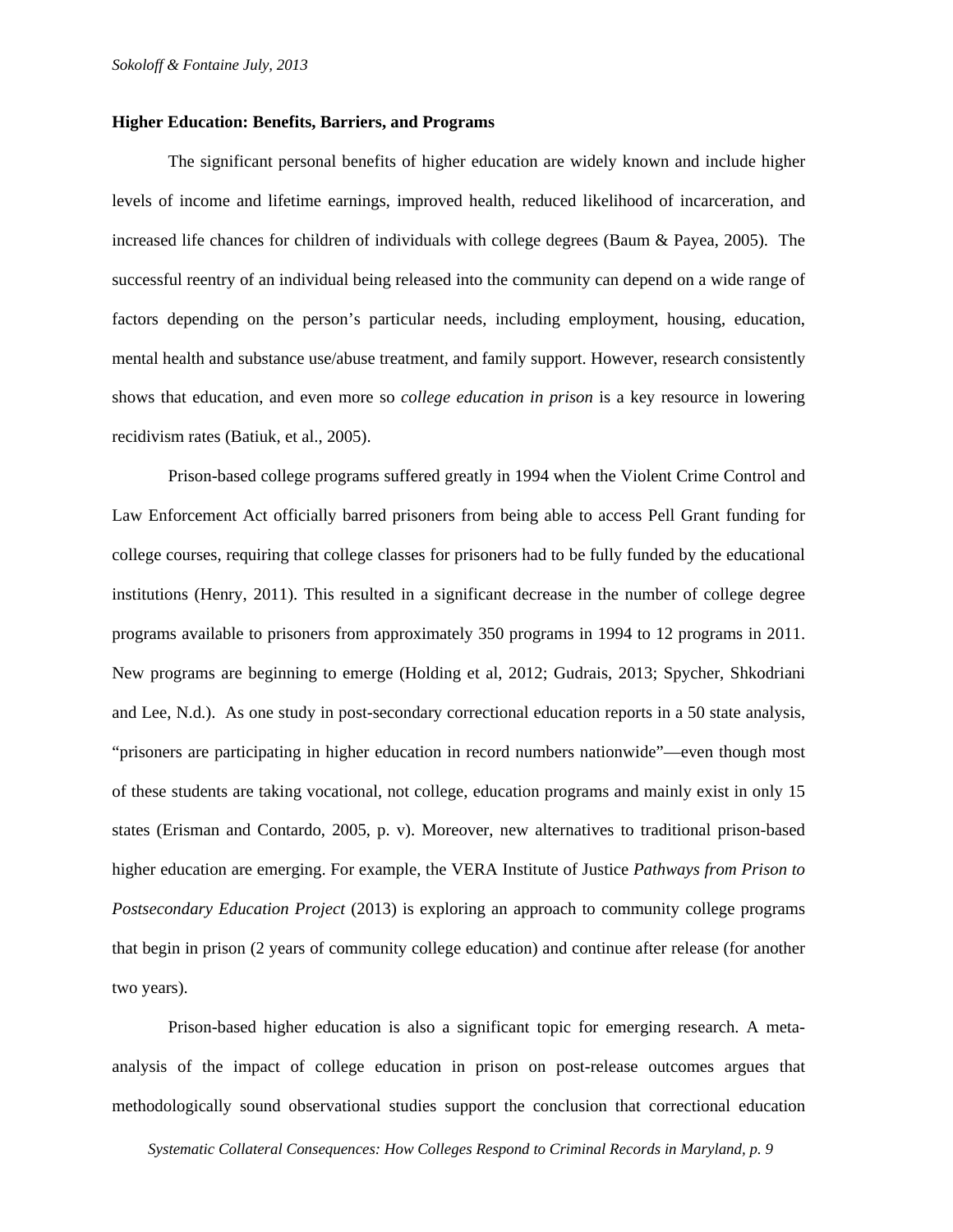**Higher Education: Benefits, Barriers, and Programs**

The significant personal benefits of higher education are widely known and include higher levels of income and lifetime earnings, improved health, reduced likelihood of incarceration, and increased life chances for children of individuals with college degrees (Baum & Payea, 2005). The successful reentry of an individual being released into the community can depend on a wide range of factors depending on the person's particular needs, including employment, housing, education, mental health and substance use/abuse treatment, and family support. However, research consistently shows that education, and even more so *college education in prison* is a key resource in lowering recidivism rates (Batiuk, et al., 2005).

Prison-based college programs suffered greatly in 1994 when the Violent Crime Control and Law Enforcement Act officially barred prisoners from being able to access Pell Grant funding for college courses, requiring that college classes for prisoners had to be fully funded by the educational institutions (Henry, 2011). This resulted in a significant decrease in the number of college degree programs available to prisoners from approximately 350 programs in 1994 to 12 programs in 2011. New programs are beginning to emerge (Holding et al, 2012; Gudrais, 2013; Spycher, Shkodriani and Lee, N.d.). As one study in post-secondary correctional education reports in a 50 state analysis, "prisoners are participating in higher education in record numbers nationwide"—even though most of these students are taking vocational, not college, education programs and mainly exist in only 15 states (Erisman and Contardo, 2005, p. v). Moreover, new alternatives to traditional prison-based higher education are emerging. For example, the VERA Institute of Justice *Pathways from Prison to Postsecondary Education Project* (2013) is exploring an approach to community college programs that begin in prison (2 years of community college education) and continue after release (for another two years).

Prison-based higher education is also a significant topic for emerging research. A meta-analysis of the impact of college education in prison on post-release outcomes argues that methodologically sound observational studies support the conclusion that correctional education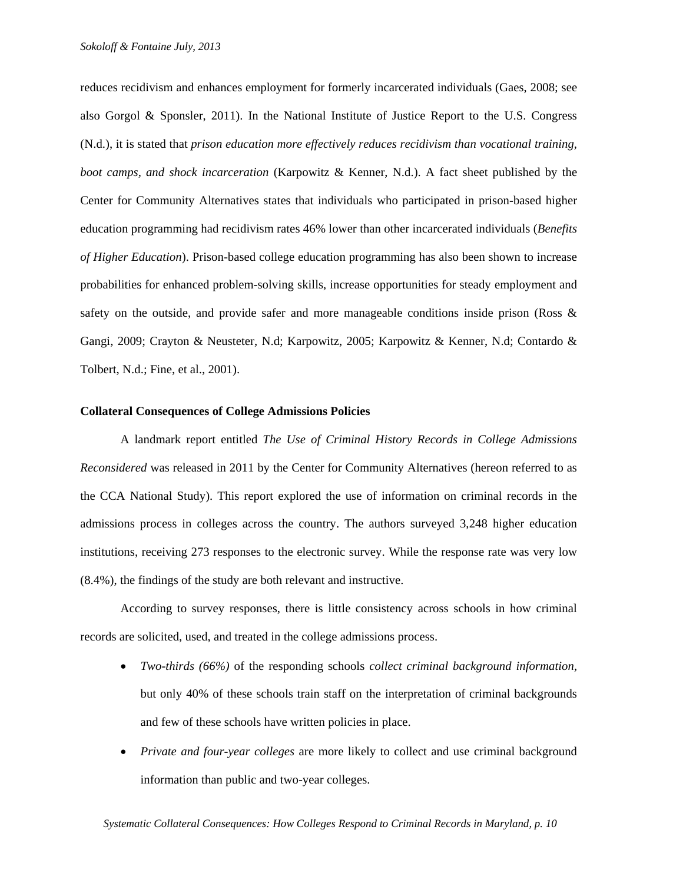reduces recidivism and enhances employment for formerly incarcerated individuals (Gaes, 2008; see also Gorgol & Sponsler, 2011). In the National Institute of Justice Report to the U.S. Congress (N.d.), it is stated that *prison education more effectively reduces recidivism than vocational training, boot camps, and shock incarceration* (Karpowitz & Kenner, N.d.). A fact sheet published by the Center for Community Alternatives states that individuals who participated in prison-based higher education programming had recidivism rates 46% lower than other incarcerated individuals (*Benefits of Higher Education*). Prison-based college education programming has also been shown to increase probabilities for enhanced problem-solving skills, increase opportunities for steady employment and safety on the outside, and provide safer and more manageable conditions inside prison (Ross & Gangi, 2009; Crayton & Neusteter, N.d; Karpowitz, 2005; Karpowitz & Kenner, N.d; Contardo & Tolbert, N.d.; Fine, et al., 2001).

**Collateral Consequences of College Admissions Policies**

A landmark report entitled *The Use of Criminal History Records in College Admissions Reconsidered* was released in 2011 by the Center for Community Alternatives (hereon referred to as the CCA National Study). This report explored the use of information on criminal records in the admissions process in colleges across the country. The authors surveyed 3,248 higher education institutions, receiving 273 responses to the electronic survey. While the response rate was very low (8.4%), the findings of the study are both relevant and instructive.

According to survey responses, there is little consistency across schools in how criminal records are solicited, used, and treated in the college admissions process.

- *Two-thirds (66%)* of the responding schools *collect criminal background information*, but only 40% of these schools train staff on the interpretation of criminal backgrounds and few of these schools have written policies in place.
- *Private and four-year colleges* are more likely to collect and use criminal background information than public and two-year colleges.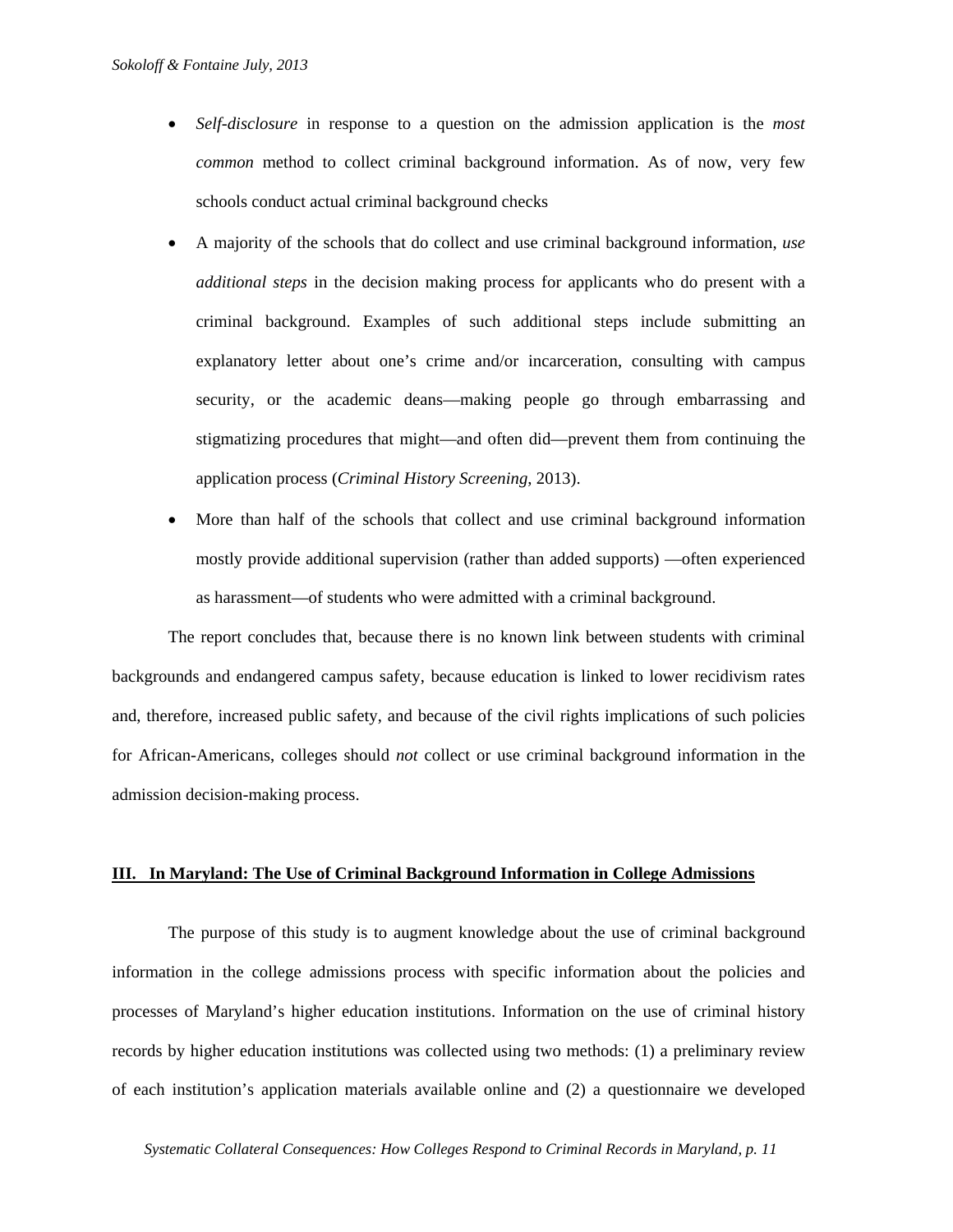- *Self-disclosure* in response to a question on the admission application is the *most common* method to collect criminal background information. As of now, very few schools conduct actual criminal background checks
- A majority of the schools that do collect and use criminal background information, *use additional steps* in the decision making process for applicants who do present with a criminal background. Examples of such additional steps include submitting an explanatory letter about one's crime and/or incarceration, consulting with campus security, or the academic deans—making people go through embarrassing and stigmatizing procedures that might—and often did—prevent them from continuing the application process (*Criminal History Screening*, 2013).
- More than half of the schools that collect and use criminal background information mostly provide additional supervision (rather than added supports) —often experienced as harassment—of students who were admitted with a criminal background.

The report concludes that, because there is no known link between students with criminal backgrounds and endangered campus safety, because education is linked to lower recidivism rates and, therefore, increased public safety, and because of the civil rights implications of such policies for African-Americans, colleges should *not* collect or use criminal background information in the admission decision-making process.

## III. In Maryland: The Use of Criminal Background Information in College Admissions

The purpose of this study is to augment knowledge about the use of criminal background information in the college admissions process with specific information about the policies and processes of Maryland's higher education institutions. Information on the use of criminal history records by higher education institutions was collected using two methods: (1) a preliminary review of each institution's application materials available online and (2) a questionnaire we developed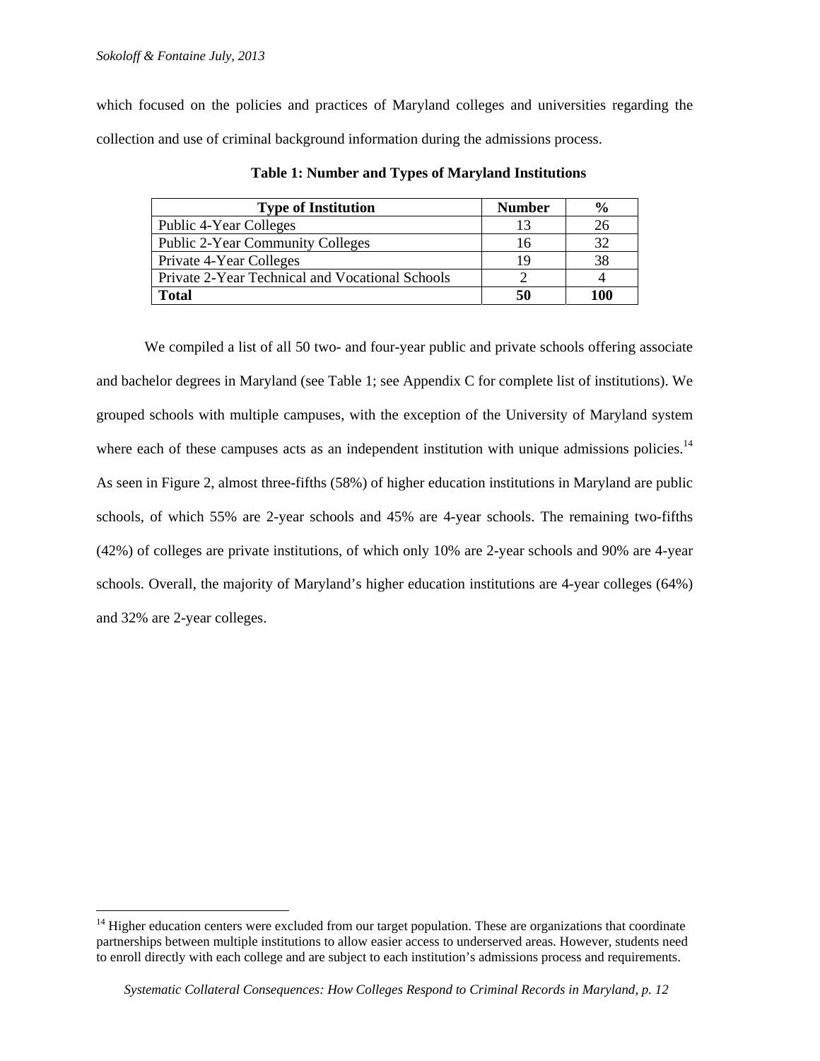which focused on the policies and practices of Maryland colleges and universities regarding the collection and use of criminal background information during the admissions process.

**Table 1: Number and Types of Maryland Institutions**

| Type of Institution | Number | % |
|---|---|---|
| Public 4-Year Colleges | 13 | 26 |
| Public 2-Year Community Colleges | 16 | 32 |
| Private 4-Year Colleges | 19 | 38 |
| Private 2-Year Technical and Vocational Schools | 2 | 4 |
| **Total** | **50** | **100** |

We compiled a list of all 50 two- and four-year public and private schools offering associate and bachelor degrees in Maryland (see Table 1; see Appendix C for complete list of institutions). We grouped schools with multiple campuses, with the exception of the University of Maryland system where each of these campuses acts as an independent institution with unique admissions policies.[14] As seen in Figure 2, almost three-fifths (58%) of higher education institutions in Maryland are public schools, of which 55% are 2-year schools and 45% are 4-year schools. The remaining two-fifths (42%) of colleges are private institutions, of which only 10% are 2-year schools and 90% are 4-year schools. Overall, the majority of Maryland's higher education institutions are 4-year colleges (64%) and 32% are 2-year colleges.

[14] Higher education centers were excluded from our target population. These are organizations that coordinate partnerships between multiple institutions to allow easier access to underserved areas. However, students need to enroll directly with each college and are subject to each institution's admissions process and requirements.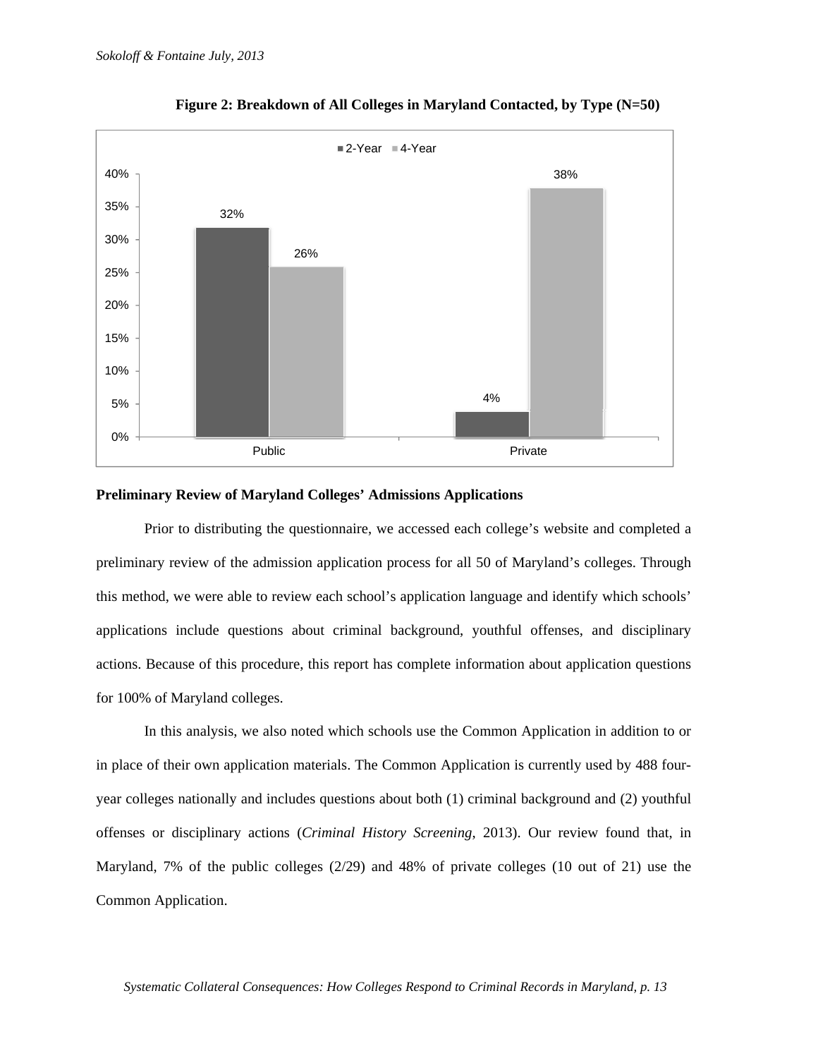**Figure 2: Breakdown of All Colleges in Maryland Contacted, by Type (N=50)**

| | 2-Year | 4-Year |
|---|---|---|
| Public | 32% | 26% |
| Private | 4% | 38% |

**Preliminary Review of Maryland Colleges' Admissions Applications**

Prior to distributing the questionnaire, we accessed each college's website and completed a preliminary review of the admission application process for all 50 of Maryland's colleges. Through this method, we were able to review each school's application language and identify which schools' applications include questions about criminal background, youthful offenses, and disciplinary actions. Because of this procedure, this report has complete information about application questions for 100% of Maryland colleges.

In this analysis, we also noted which schools use the Common Application in addition to or in place of their own application materials. The Common Application is currently used by 488 four-year colleges nationally and includes questions about both (1) criminal background and (2) youthful offenses or disciplinary actions (*Criminal History Screening*, 2013). Our review found that, in Maryland, 7% of the public colleges (2/29) and 48% of private colleges (10 out of 21) use the Common Application.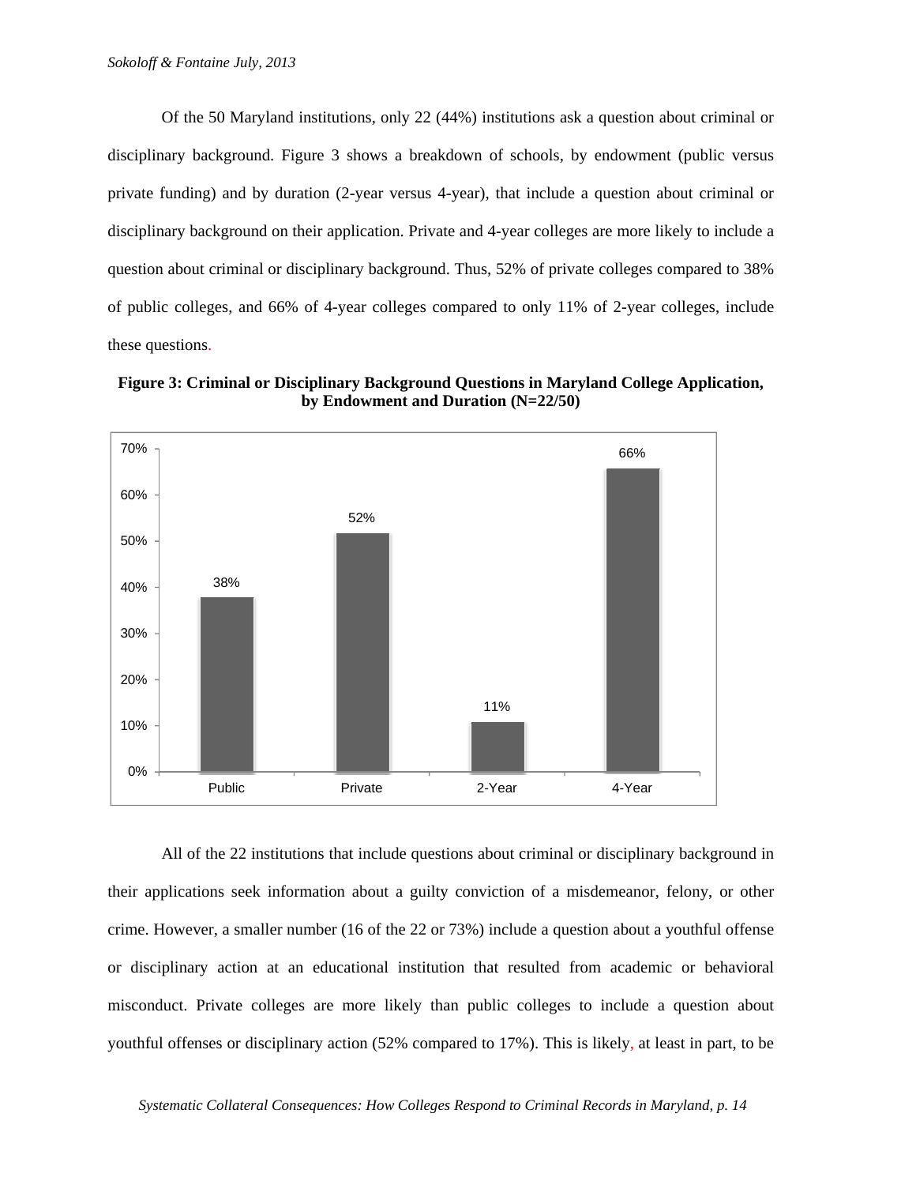Of the 50 Maryland institutions, only 22 (44%) institutions ask a question about criminal or disciplinary background. Figure 3 shows a breakdown of schools, by endowment (public versus private funding) and by duration (2-year versus 4-year), that include a question about criminal or disciplinary background on their application. Private and 4-year colleges are more likely to include a question about criminal or disciplinary background. Thus, 52% of private colleges compared to 38% of public colleges, and 66% of 4-year colleges compared to only 11% of 2-year colleges, include these questions.

**Figure 3: Criminal or Disciplinary Background Questions in Maryland College Application, by Endowment and Duration (N=22/50)**

| Public | Private | 2-Year | 4-Year |
|---|---|---|---|
| 38% | 52% | 11% | 66% |

All of the 22 institutions that include questions about criminal or disciplinary background in their applications seek information about a guilty conviction of a misdemeanor, felony, or other crime. However, a smaller number (16 of the 22 or 73%) include a question about a youthful offense or disciplinary action at an educational institution that resulted from academic or behavioral misconduct. Private colleges are more likely than public colleges to include a question about youthful offenses or disciplinary action (52% compared to 17%). This is likely, at least in part, to be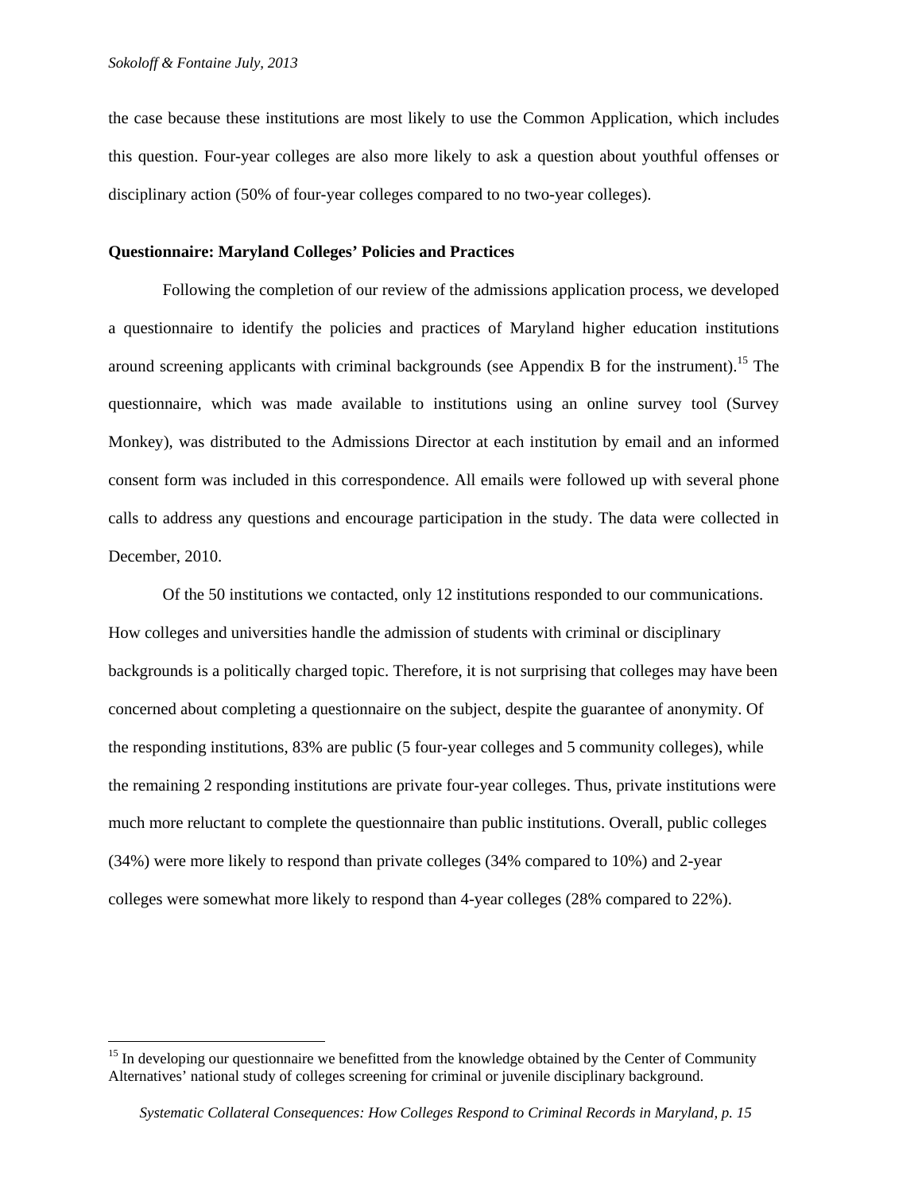the case because these institutions are most likely to use the Common Application, which includes this question. Four-year colleges are also more likely to ask a question about youthful offenses or disciplinary action (50% of four-year colleges compared to no two-year colleges).

**Questionnaire: Maryland Colleges' Policies and Practices**

Following the completion of our review of the admissions application process, we developed a questionnaire to identify the policies and practices of Maryland higher education institutions around screening applicants with criminal backgrounds (see Appendix B for the instrument).[15] The questionnaire, which was made available to institutions using an online survey tool (Survey Monkey), was distributed to the Admissions Director at each institution by email and an informed consent form was included in this correspondence. All emails were followed up with several phone calls to address any questions and encourage participation in the study. The data were collected in December, 2010.

Of the 50 institutions we contacted, only 12 institutions responded to our communications. How colleges and universities handle the admission of students with criminal or disciplinary backgrounds is a politically charged topic. Therefore, it is not surprising that colleges may have been concerned about completing a questionnaire on the subject, despite the guarantee of anonymity. Of the responding institutions, 83% are public (5 four-year colleges and 5 community colleges), while the remaining 2 responding institutions are private four-year colleges. Thus, private institutions were much more reluctant to complete the questionnaire than public institutions. Overall, public colleges (34%) were more likely to respond than private colleges (34% compared to 10%) and 2-year colleges were somewhat more likely to respond than 4-year colleges (28% compared to 22%).

---

[15] In developing our questionnaire we benefitted from the knowledge obtained by the Center of Community Alternatives' national study of colleges screening for criminal or juvenile disciplinary background.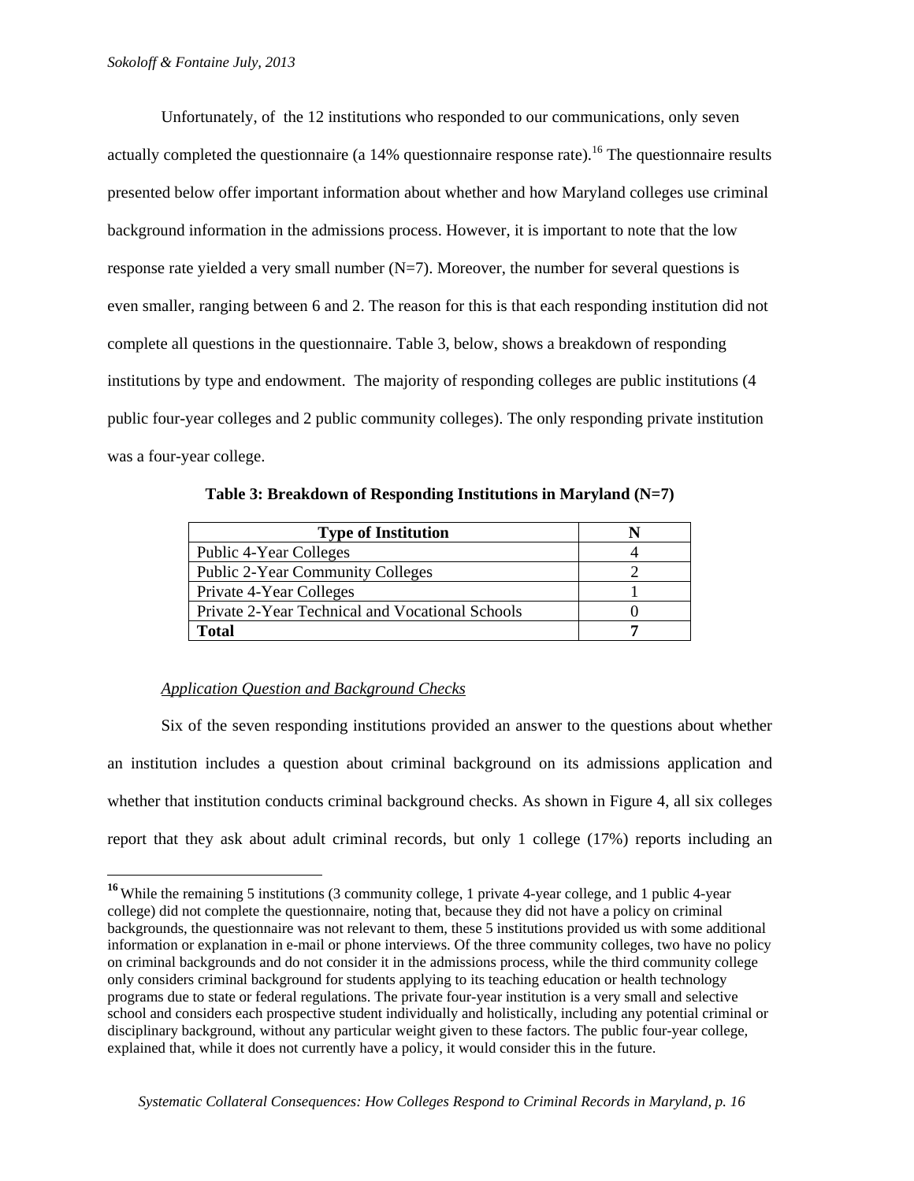Unfortunately, of the 12 institutions who responded to our communications, only seven actually completed the questionnaire (a 14% questionnaire response rate).[16] The questionnaire results presented below offer important information about whether and how Maryland colleges use criminal background information in the admissions process. However, it is important to note that the low response rate yielded a very small number (N=7). Moreover, the number for several questions is even smaller, ranging between 6 and 2. The reason for this is that each responding institution did not complete all questions in the questionnaire. Table 3, below, shows a breakdown of responding institutions by type and endowment. The majority of responding colleges are public institutions (4 public four-year colleges and 2 public community colleges). The only responding private institution was a four-year college.

**Table 3: Breakdown of Responding Institutions in Maryland (N=7)**

| Type of Institution | N |
|---|---|
| Public 4-Year Colleges | 4 |
| Public 2-Year Community Colleges | 2 |
| Private 4-Year Colleges | 1 |
| Private 2-Year Technical and Vocational Schools | 0 |
| **Total** | **7** |

*Application Question and Background Checks*

Six of the seven responding institutions provided an answer to the questions about whether an institution includes a question about criminal background on its admissions application and whether that institution conducts criminal background checks. As shown in Figure 4, all six colleges report that they ask about adult criminal records, but only 1 college (17%) reports including an

[16] While the remaining 5 institutions (3 community college, 1 private 4-year college, and 1 public 4-year college) did not complete the questionnaire, noting that, because they did not have a policy on criminal backgrounds, the questionnaire was not relevant to them, these 5 institutions provided us with some additional information or explanation in e-mail or phone interviews. Of the three community colleges, two have no policy on criminal backgrounds and do not consider it in the admissions process, while the third community college only considers criminal background for students applying to its teaching education or health technology programs due to state or federal regulations. The private four-year institution is a very small and selective school and considers each prospective student individually and holistically, including any potential criminal or disciplinary background, without any particular weight given to these factors. The public four-year college, explained that, while it does not currently have a policy, it would consider this in the future.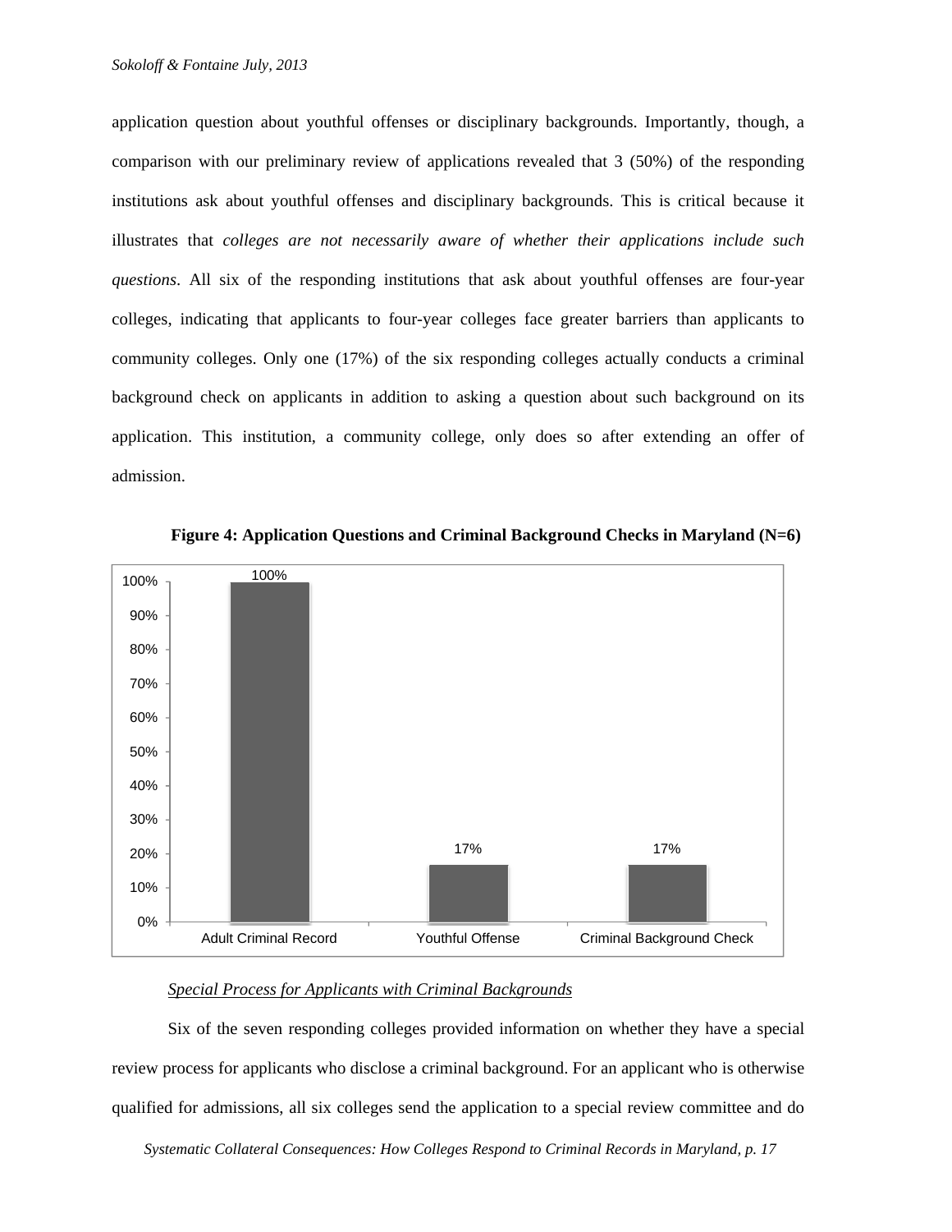application question about youthful offenses or disciplinary backgrounds. Importantly, though, a comparison with our preliminary review of applications revealed that 3 (50%) of the responding institutions ask about youthful offenses and disciplinary backgrounds. This is critical because it illustrates that *colleges are not necessarily aware of whether their applications include such questions*. All six of the responding institutions that ask about youthful offenses are four-year colleges, indicating that applicants to four-year colleges face greater barriers than applicants to community colleges. Only one (17%) of the six responding colleges actually conducts a criminal background check on applicants in addition to asking a question about such background on its application. This institution, a community college, only does so after extending an offer of admission.

**Figure 4: Application Questions and Criminal Background Checks in Maryland (N=6)**

| Adult Criminal Record | Youthful Offense | Criminal Background Check |
| --- | --- | --- |
| 100% | 17% | 17% |

*Special Process for Applicants with Criminal Backgrounds*

Six of the seven responding colleges provided information on whether they have a special review process for applicants who disclose a criminal background. For an applicant who is otherwise qualified for admissions, all six colleges send the application to a special review committee and do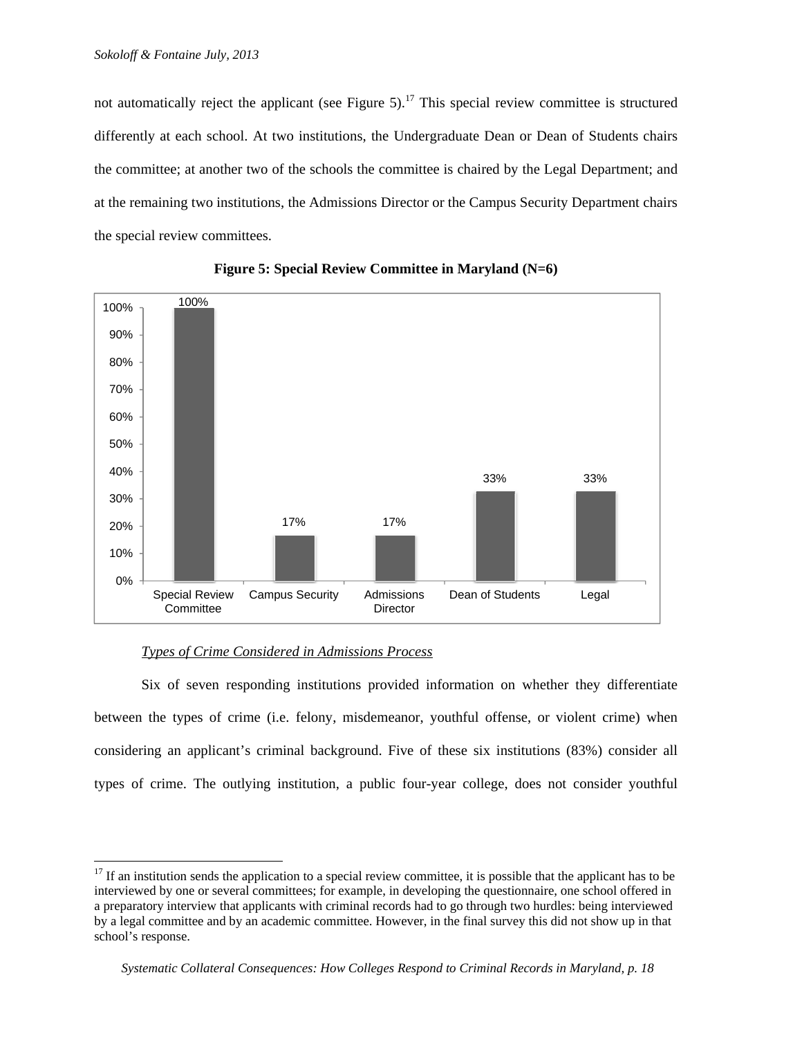not automatically reject the applicant (see Figure 5).[17] This special review committee is structured differently at each school. At two institutions, the Undergraduate Dean or Dean of Students chairs the committee; at another two of the schools the committee is chaired by the Legal Department; and at the remaining two institutions, the Admissions Director or the Campus Security Department chairs the special review committees.

**Figure 5: Special Review Committee in Maryland (N=6)**

| Category | Percentage |
|---|---|
| Special Review Committee | 100% |
| Campus Security | 17% |
| Admissions Director | 17% |
| Dean of Students | 33% |
| Legal | 33% |

*Types of Crime Considered in Admissions Process*

Six of seven responding institutions provided information on whether they differentiate between the types of crime (i.e. felony, misdemeanor, youthful offense, or violent crime) when considering an applicant's criminal background. Five of these six institutions (83%) consider all types of crime. The outlying institution, a public four-year college, does not consider youthful

[17] If an institution sends the application to a special review committee, it is possible that the applicant has to be interviewed by one or several committees; for example, in developing the questionnaire, one school offered in a preparatory interview that applicants with criminal records had to go through two hurdles: being interviewed by a legal committee and by an academic committee. However, in the final survey this did not show up in that school's response.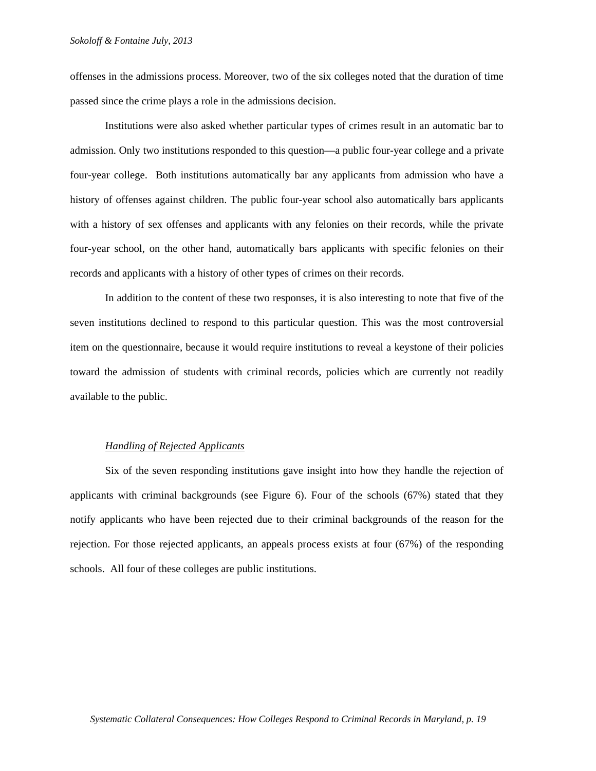offenses in the admissions process. Moreover, two of the six colleges noted that the duration of time passed since the crime plays a role in the admissions decision.

Institutions were also asked whether particular types of crimes result in an automatic bar to admission. Only two institutions responded to this question—a public four-year college and a private four-year college. Both institutions automatically bar any applicants from admission who have a history of offenses against children. The public four-year school also automatically bars applicants with a history of sex offenses and applicants with any felonies on their records, while the private four-year school, on the other hand, automatically bars applicants with specific felonies on their records and applicants with a history of other types of crimes on their records.

In addition to the content of these two responses, it is also interesting to note that five of the seven institutions declined to respond to this particular question. This was the most controversial item on the questionnaire, because it would require institutions to reveal a keystone of their policies toward the admission of students with criminal records, policies which are currently not readily available to the public.

### *Handling of Rejected Applicants*

Six of the seven responding institutions gave insight into how they handle the rejection of applicants with criminal backgrounds (see Figure 6). Four of the schools (67%) stated that they notify applicants who have been rejected due to their criminal backgrounds of the reason for the rejection. For those rejected applicants, an appeals process exists at four (67%) of the responding schools. All four of these colleges are public institutions.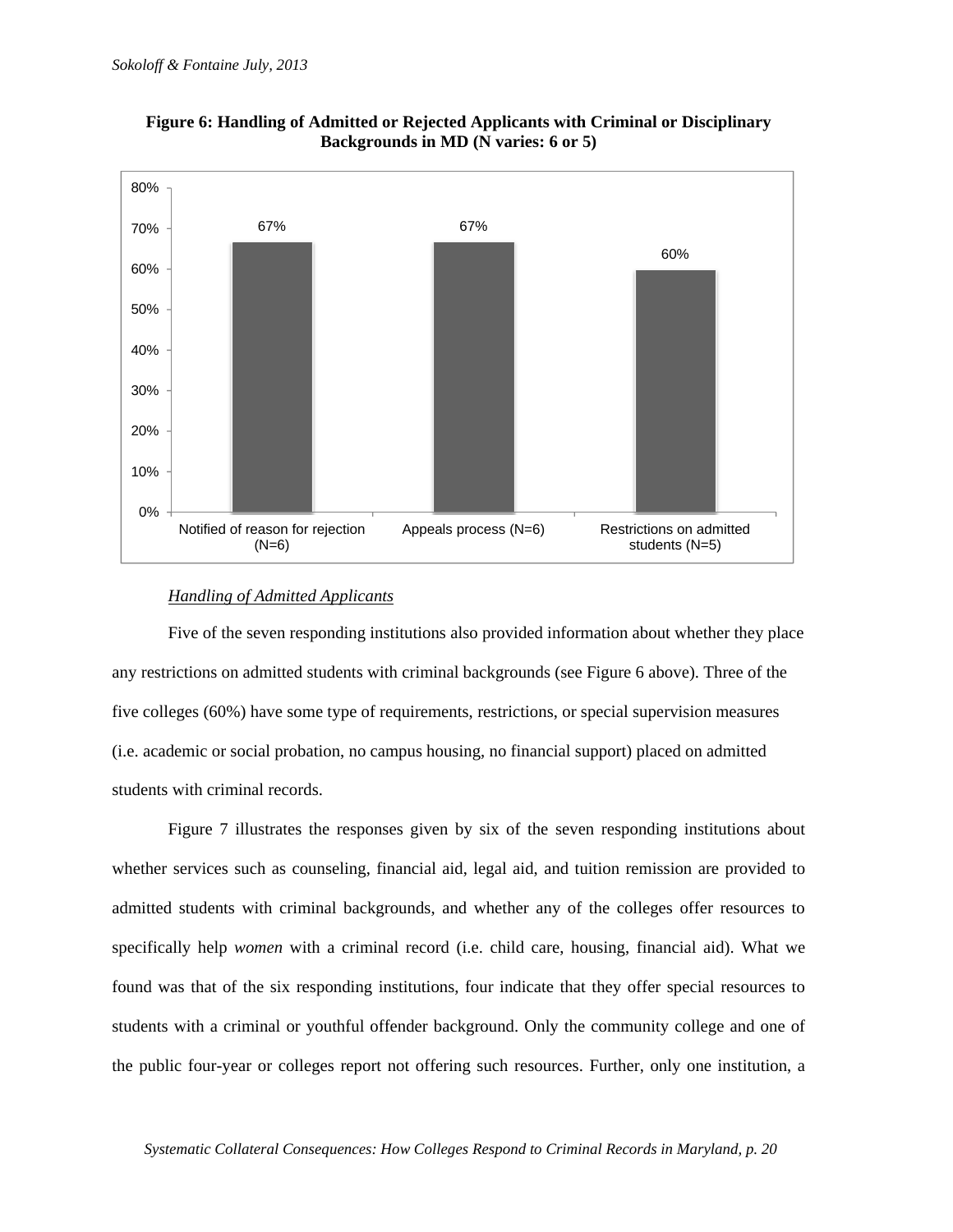**Figure 6: Handling of Admitted or Rejected Applicants with Criminal or Disciplinary Backgrounds in MD (N varies: 6 or 5)**

| Category | Percentage |
| --- | --- |
| Notified of reason for rejection (N=6) | 67% |
| Appeals process (N=6) | 67% |
| Restrictions on admitted students (N=5) | 60% |

*Handling of Admitted Applicants*

Five of the seven responding institutions also provided information about whether they place any restrictions on admitted students with criminal backgrounds (see Figure 6 above). Three of the five colleges (60%) have some type of requirements, restrictions, or special supervision measures (i.e. academic or social probation, no campus housing, no financial support) placed on admitted students with criminal records.

Figure 7 illustrates the responses given by six of the seven responding institutions about whether services such as counseling, financial aid, legal aid, and tuition remission are provided to admitted students with criminal backgrounds, and whether any of the colleges offer resources to specifically help *women* with a criminal record (i.e. child care, housing, financial aid). What we found was that of the six responding institutions, four indicate that they offer special resources to students with a criminal or youthful offender background. Only the community college and one of the public four-year or colleges report not offering such resources. Further, only one institution, a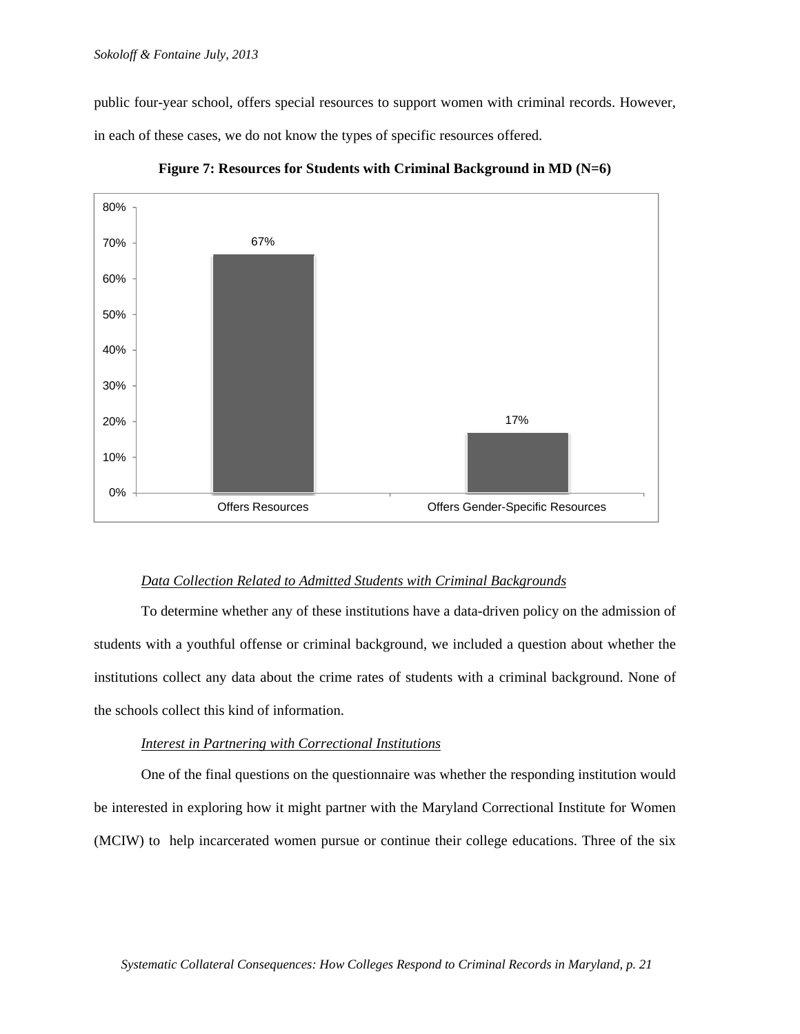public four-year school, offers special resources to support women with criminal records. However, in each of these cases, we do not know the types of specific resources offered.

**Figure 7: Resources for Students with Criminal Background in MD (N=6)**

| | Percentage |
|---|---|
| Offers Resources | 67% |
| Offers Gender-Specific Resources | 17% |

*Data Collection Related to Admitted Students with Criminal Backgrounds*

To determine whether any of these institutions have a data-driven policy on the admission of students with a youthful offense or criminal background, we included a question about whether the institutions collect any data about the crime rates of students with a criminal background. None of the schools collect this kind of information.

*Interest in Partnering with Correctional Institutions*

One of the final questions on the questionnaire was whether the responding institution would be interested in exploring how it might partner with the Maryland Correctional Institute for Women (MCIW) to help incarcerated women pursue or continue their college educations. Three of the six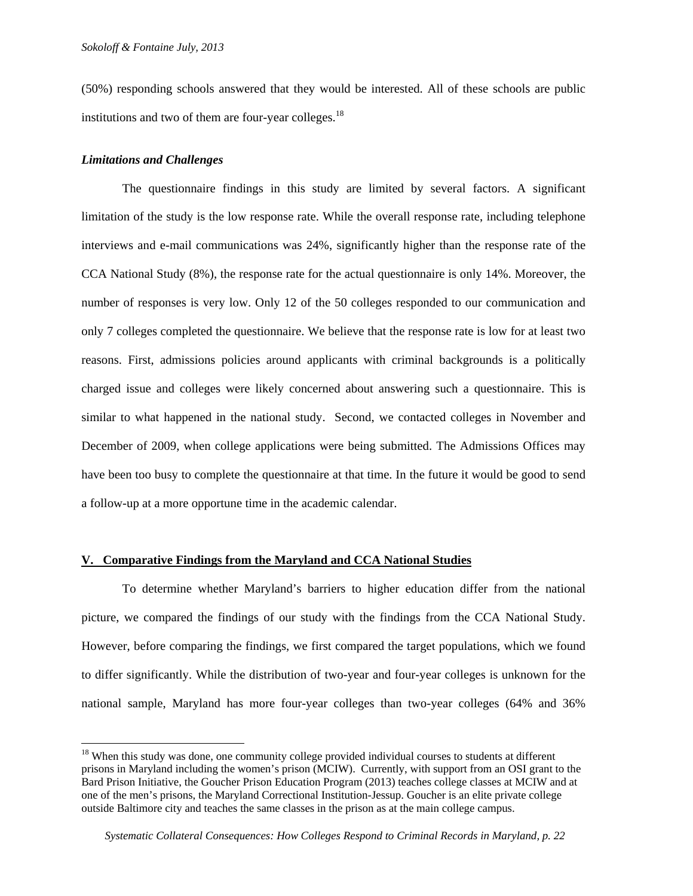(50%) responding schools answered that they would be interested. All of these schools are public institutions and two of them are four-year colleges.[18]

***Limitations and Challenges***

The questionnaire findings in this study are limited by several factors. A significant limitation of the study is the low response rate. While the overall response rate, including telephone interviews and e-mail communications was 24%, significantly higher than the response rate of the CCA National Study (8%), the response rate for the actual questionnaire is only 14%. Moreover, the number of responses is very low. Only 12 of the 50 colleges responded to our communication and only 7 colleges completed the questionnaire. We believe that the response rate is low for at least two reasons. First, admissions policies around applicants with criminal backgrounds is a politically charged issue and colleges were likely concerned about answering such a questionnaire. This is similar to what happened in the national study. Second, we contacted colleges in November and December of 2009, when college applications were being submitted. The Admissions Offices may have been too busy to complete the questionnaire at that time. In the future it would be good to send a follow-up at a more opportune time in the academic calendar.

## V. Comparative Findings from the Maryland and CCA National Studies

To determine whether Maryland's barriers to higher education differ from the national picture, we compared the findings of our study with the findings from the CCA National Study. However, before comparing the findings, we first compared the target populations, which we found to differ significantly. While the distribution of two-year and four-year colleges is unknown for the national sample, Maryland has more four-year colleges than two-year colleges (64% and 36%

[18] When this study was done, one community college provided individual courses to students at different prisons in Maryland including the women's prison (MCIW). Currently, with support from an OSI grant to the Bard Prison Initiative, the Goucher Prison Education Program (2013) teaches college classes at MCIW and at one of the men's prisons, the Maryland Correctional Institution-Jessup. Goucher is an elite private college outside Baltimore city and teaches the same classes in the prison as at the main college campus.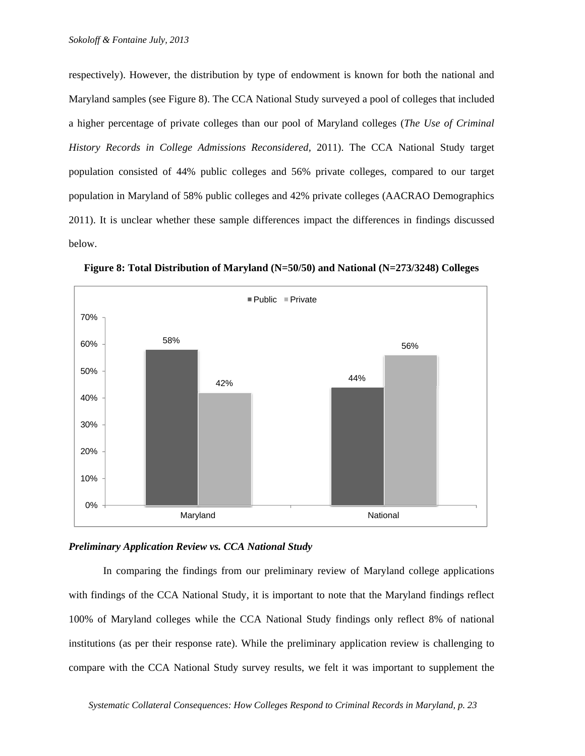respectively). However, the distribution by type of endowment is known for both the national and Maryland samples (see Figure 8). The CCA National Study surveyed a pool of colleges that included a higher percentage of private colleges than our pool of Maryland colleges (*The Use of Criminal History Records in College Admissions Reconsidered*, 2011). The CCA National Study target population consisted of 44% public colleges and 56% private colleges, compared to our target population in Maryland of 58% public colleges and 42% private colleges (AACRAO Demographics 2011). It is unclear whether these sample differences impact the differences in findings discussed below.

**Figure 8: Total Distribution of Maryland (N=50/50) and National (N=273/3248) Colleges**

| | Public | Private |
|---|---|---|
| Maryland | 58% | 42% |
| National | 44% | 56% |

### *Preliminary Application Review vs. CCA National Study*

In comparing the findings from our preliminary review of Maryland college applications with findings of the CCA National Study, it is important to note that the Maryland findings reflect 100% of Maryland colleges while the CCA National Study findings only reflect 8% of national institutions (as per their response rate). While the preliminary application review is challenging to compare with the CCA National Study survey results, we felt it was important to supplement the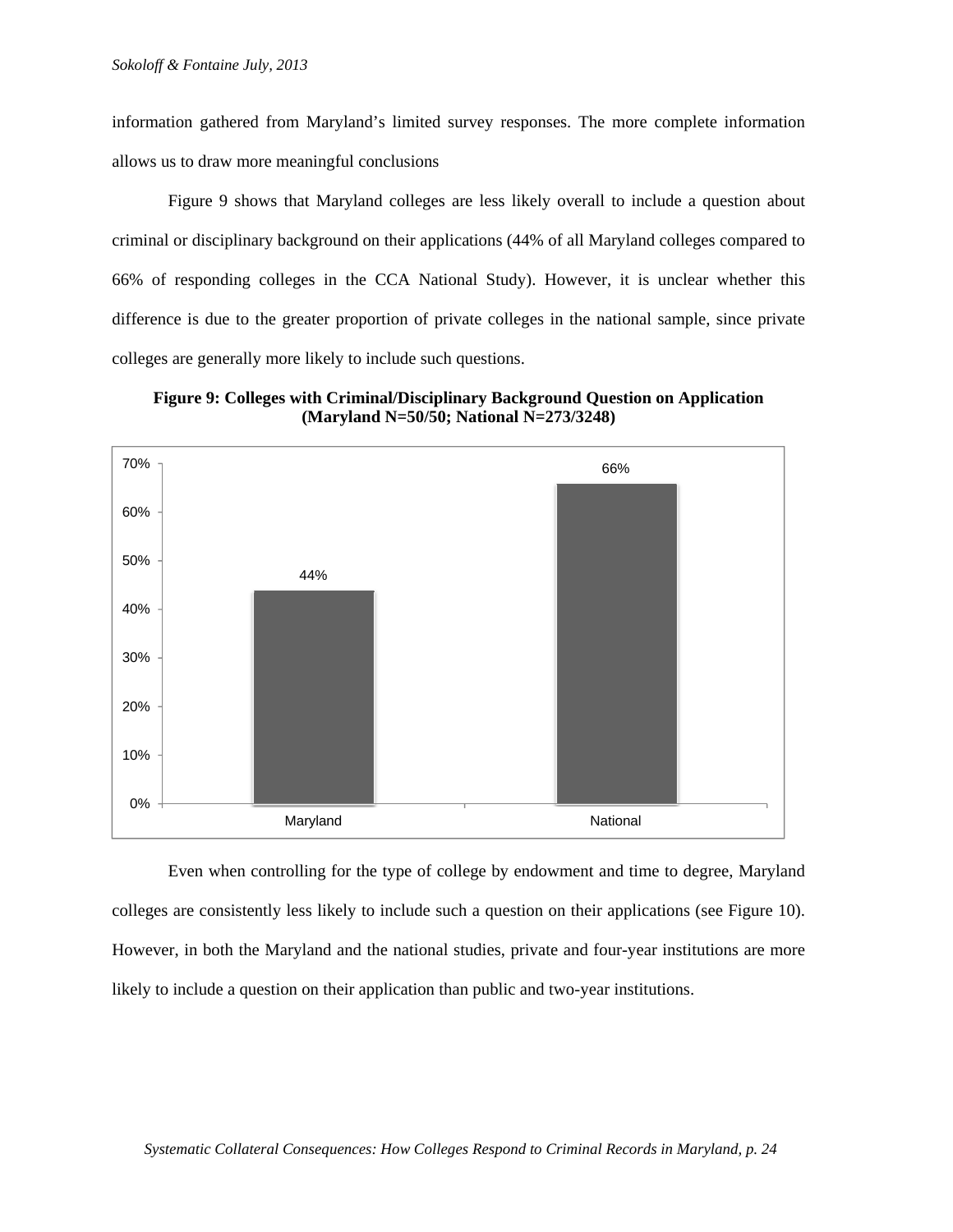information gathered from Maryland's limited survey responses. The more complete information allows us to draw more meaningful conclusions

Figure 9 shows that Maryland colleges are less likely overall to include a question about criminal or disciplinary background on their applications (44% of all Maryland colleges compared to 66% of responding colleges in the CCA National Study). However, it is unclear whether this difference is due to the greater proportion of private colleges in the national sample, since private colleges are generally more likely to include such questions.

**Figure 9: Colleges with Criminal/Disciplinary Background Question on Application (Maryland N=50/50; National N=273/3248)**

| | Percent |
|---|---|
| Maryland | 44% |
| National | 66% |

Even when controlling for the type of college by endowment and time to degree, Maryland colleges are consistently less likely to include such a question on their applications (see Figure 10). However, in both the Maryland and the national studies, private and four-year institutions are more likely to include a question on their application than public and two-year institutions.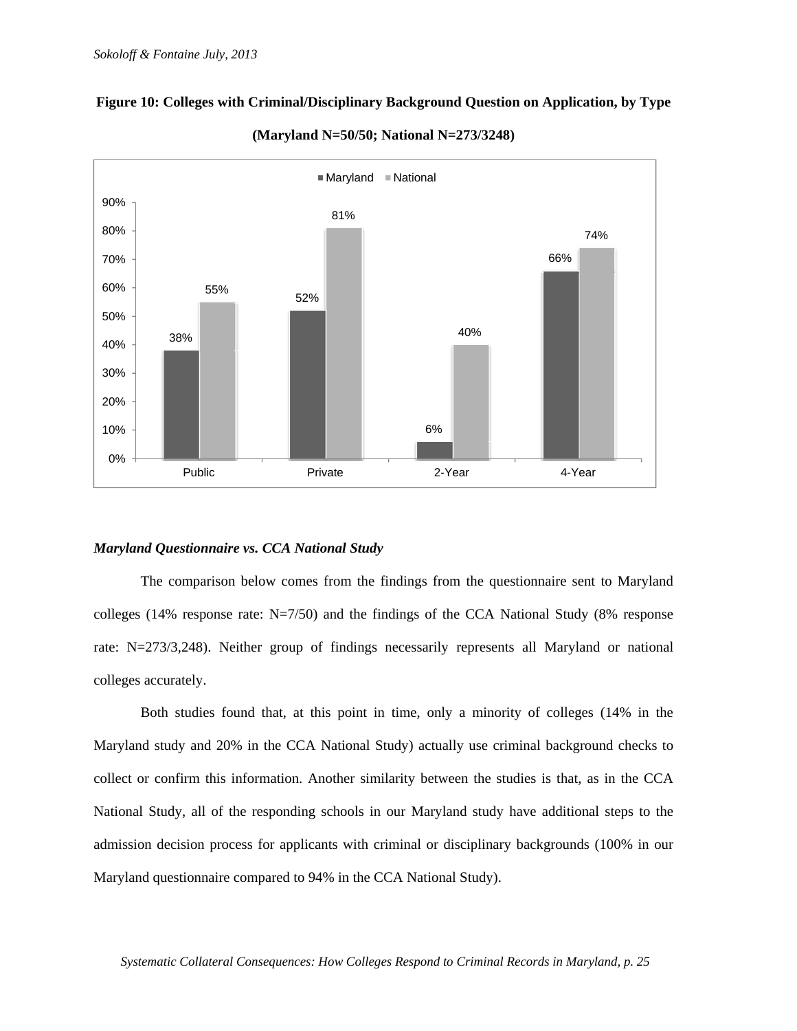**Figure 10: Colleges with Criminal/Disciplinary Background Question on Application, by Type**

**(Maryland N=50/50; National N=273/3248)**

| | Maryland | National |
|---|---|---|
| Public | 38% | 55% |
| Private | 52% | 81% |
| 2-Year | 6% | 40% |
| 4-Year | 66% | 74% |

### *Maryland Questionnaire vs. CCA National Study*

The comparison below comes from the findings from the questionnaire sent to Maryland colleges (14% response rate: N=7/50) and the findings of the CCA National Study (8% response rate: N=273/3,248). Neither group of findings necessarily represents all Maryland or national colleges accurately.

Both studies found that, at this point in time, only a minority of colleges (14% in the Maryland study and 20% in the CCA National Study) actually use criminal background checks to collect or confirm this information. Another similarity between the studies is that, as in the CCA National Study, all of the responding schools in our Maryland study have additional steps to the admission decision process for applicants with criminal or disciplinary backgrounds (100% in our Maryland questionnaire compared to 94% in the CCA National Study).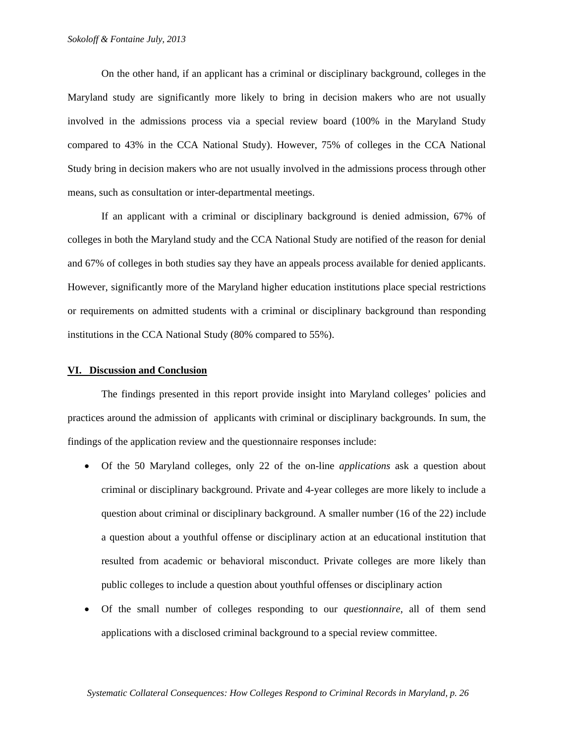On the other hand, if an applicant has a criminal or disciplinary background, colleges in the Maryland study are significantly more likely to bring in decision makers who are not usually involved in the admissions process via a special review board (100% in the Maryland Study compared to 43% in the CCA National Study). However, 75% of colleges in the CCA National Study bring in decision makers who are not usually involved in the admissions process through other means, such as consultation or inter-departmental meetings.

If an applicant with a criminal or disciplinary background is denied admission, 67% of colleges in both the Maryland study and the CCA National Study are notified of the reason for denial and 67% of colleges in both studies say they have an appeals process available for denied applicants. However, significantly more of the Maryland higher education institutions place special restrictions or requirements on admitted students with a criminal or disciplinary background than responding institutions in the CCA National Study (80% compared to 55%).

## VI. Discussion and Conclusion

The findings presented in this report provide insight into Maryland colleges' policies and practices around the admission of applicants with criminal or disciplinary backgrounds. In sum, the findings of the application review and the questionnaire responses include:

- Of the 50 Maryland colleges, only 22 of the on-line *applications* ask a question about criminal or disciplinary background. Private and 4-year colleges are more likely to include a question about criminal or disciplinary background. A smaller number (16 of the 22) include a question about a youthful offense or disciplinary action at an educational institution that resulted from academic or behavioral misconduct. Private colleges are more likely than public colleges to include a question about youthful offenses or disciplinary action
- Of the small number of colleges responding to our *questionnaire*, all of them send applications with a disclosed criminal background to a special review committee.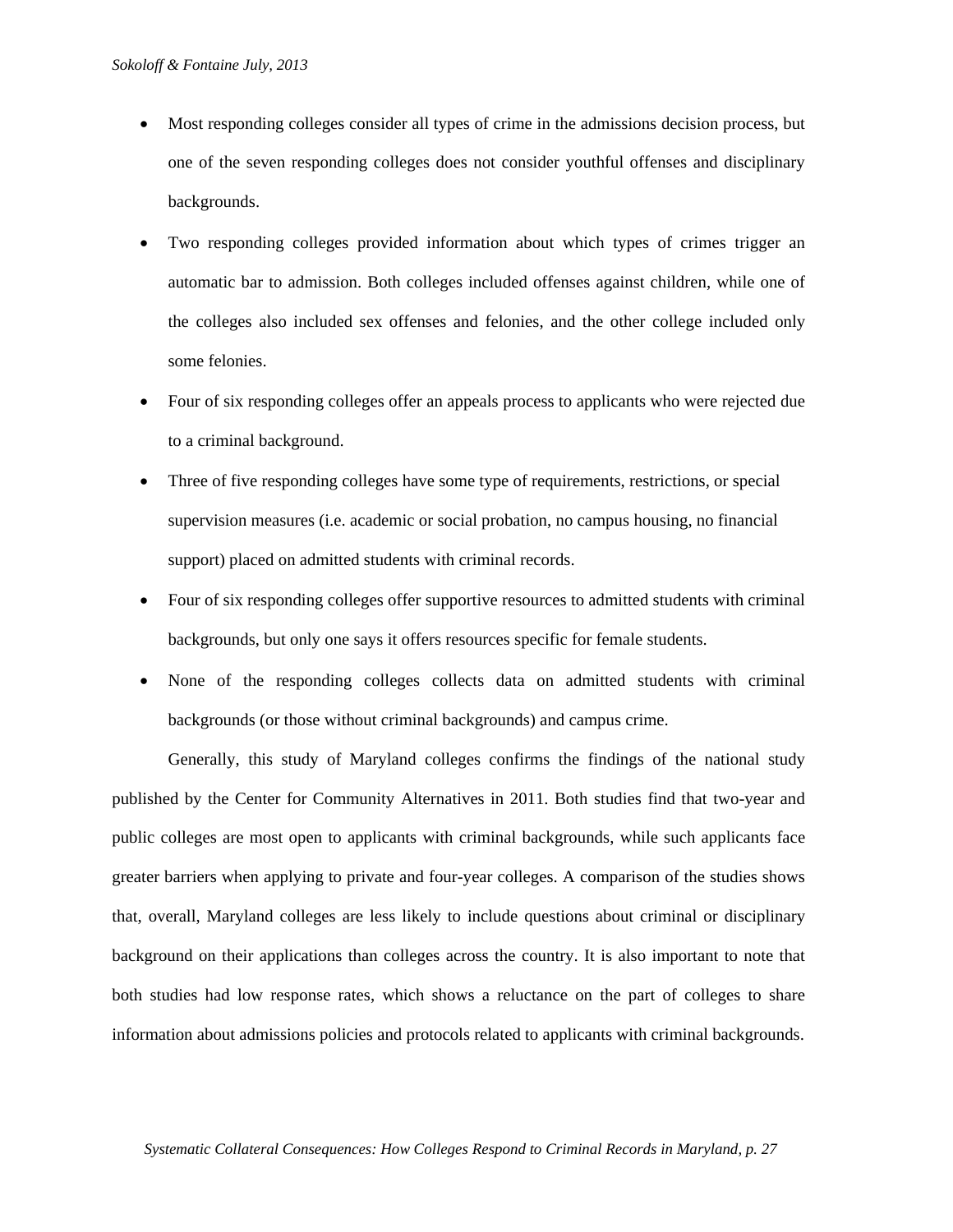- Most responding colleges consider all types of crime in the admissions decision process, but one of the seven responding colleges does not consider youthful offenses and disciplinary backgrounds.
- Two responding colleges provided information about which types of crimes trigger an automatic bar to admission. Both colleges included offenses against children, while one of the colleges also included sex offenses and felonies, and the other college included only some felonies.
- Four of six responding colleges offer an appeals process to applicants who were rejected due to a criminal background.
- Three of five responding colleges have some type of requirements, restrictions, or special supervision measures (i.e. academic or social probation, no campus housing, no financial support) placed on admitted students with criminal records.
- Four of six responding colleges offer supportive resources to admitted students with criminal backgrounds, but only one says it offers resources specific for female students.
- None of the responding colleges collects data on admitted students with criminal backgrounds (or those without criminal backgrounds) and campus crime.

Generally, this study of Maryland colleges confirms the findings of the national study published by the Center for Community Alternatives in 2011. Both studies find that two-year and public colleges are most open to applicants with criminal backgrounds, while such applicants face greater barriers when applying to private and four-year colleges. A comparison of the studies shows that, overall, Maryland colleges are less likely to include questions about criminal or disciplinary background on their applications than colleges across the country. It is also important to note that both studies had low response rates, which shows a reluctance on the part of colleges to share information about admissions policies and protocols related to applicants with criminal backgrounds.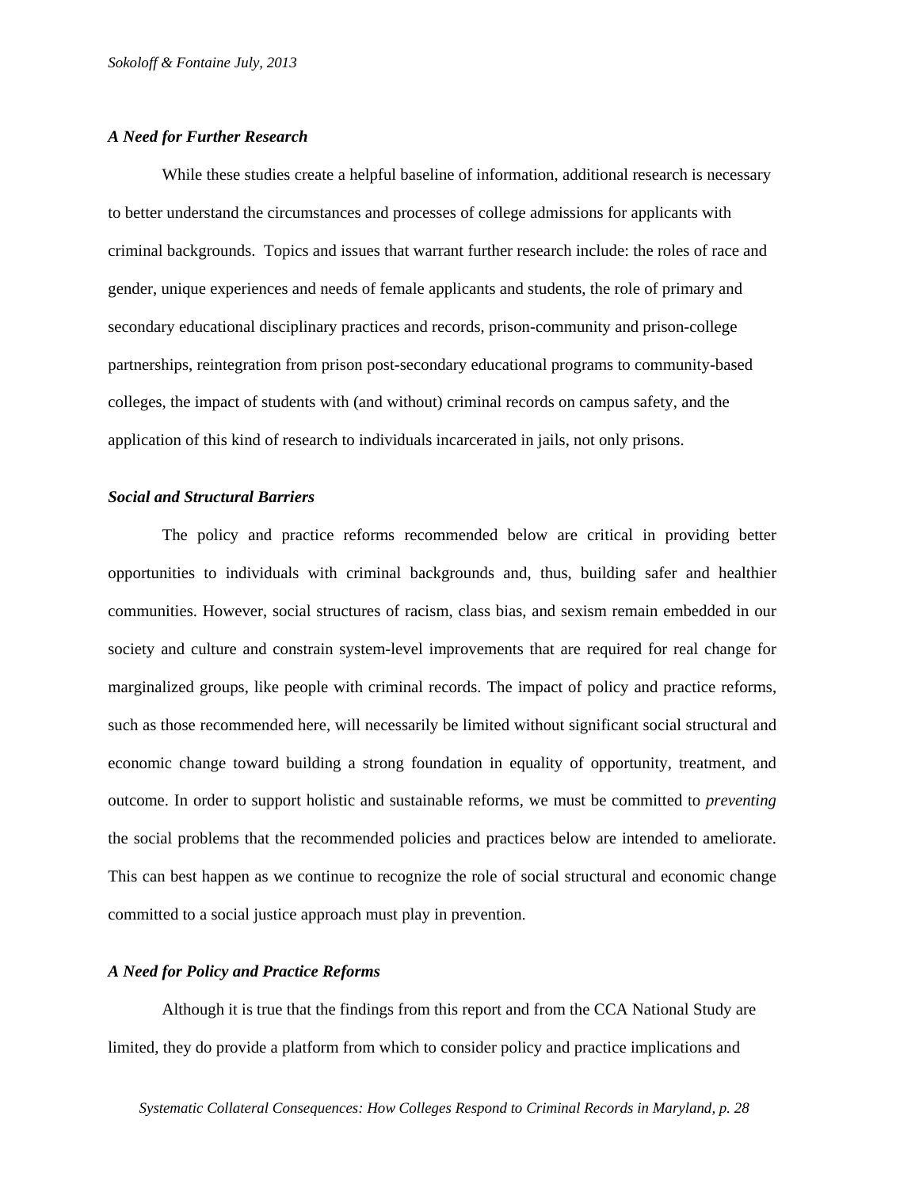### *A Need for Further Research*

While these studies create a helpful baseline of information, additional research is necessary to better understand the circumstances and processes of college admissions for applicants with criminal backgrounds. Topics and issues that warrant further research include: the roles of race and gender, unique experiences and needs of female applicants and students, the role of primary and secondary educational disciplinary practices and records, prison-community and prison-college partnerships, reintegration from prison post-secondary educational programs to community-based colleges, the impact of students with (and without) criminal records on campus safety, and the application of this kind of research to individuals incarcerated in jails, not only prisons.

### *Social and Structural Barriers*

The policy and practice reforms recommended below are critical in providing better opportunities to individuals with criminal backgrounds and, thus, building safer and healthier communities. However, social structures of racism, class bias, and sexism remain embedded in our society and culture and constrain system-level improvements that are required for real change for marginalized groups, like people with criminal records. The impact of policy and practice reforms, such as those recommended here, will necessarily be limited without significant social structural and economic change toward building a strong foundation in equality of opportunity, treatment, and outcome. In order to support holistic and sustainable reforms, we must be committed to *preventing* the social problems that the recommended policies and practices below are intended to ameliorate. This can best happen as we continue to recognize the role of social structural and economic change committed to a social justice approach must play in prevention.

### *A Need for Policy and Practice Reforms*

Although it is true that the findings from this report and from the CCA National Study are limited, they do provide a platform from which to consider policy and practice implications and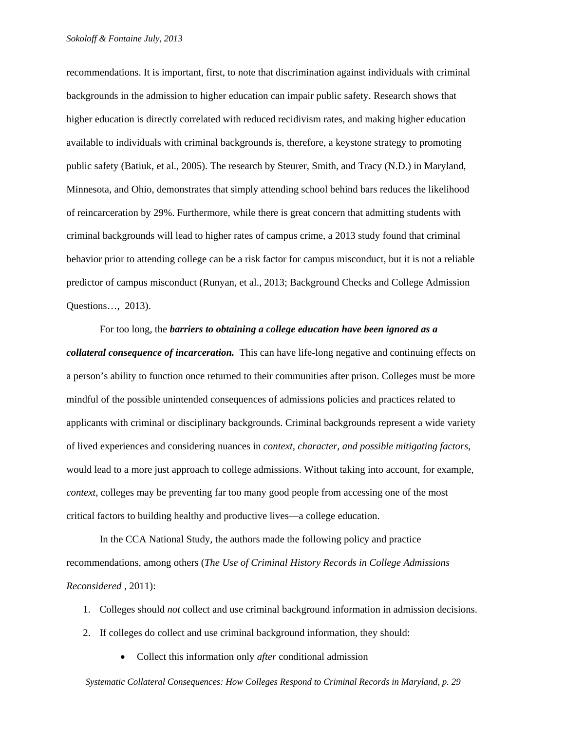recommendations. It is important, first, to note that discrimination against individuals with criminal backgrounds in the admission to higher education can impair public safety. Research shows that higher education is directly correlated with reduced recidivism rates, and making higher education available to individuals with criminal backgrounds is, therefore, a keystone strategy to promoting public safety (Batiuk, et al., 2005). The research by Steurer, Smith, and Tracy (N.D.) in Maryland, Minnesota, and Ohio, demonstrates that simply attending school behind bars reduces the likelihood of reincarceration by 29%. Furthermore, while there is great concern that admitting students with criminal backgrounds will lead to higher rates of campus crime, a 2013 study found that criminal behavior prior to attending college can be a risk factor for campus misconduct, but it is not a reliable predictor of campus misconduct (Runyan, et al., 2013; Background Checks and College Admission Questions…, 2013).

For too long, the ***barriers to obtaining a college education have been ignored as a collateral consequence of incarceration.*** This can have life-long negative and continuing effects on a person's ability to function once returned to their communities after prison. Colleges must be more mindful of the possible unintended consequences of admissions policies and practices related to applicants with criminal or disciplinary backgrounds. Criminal backgrounds represent a wide variety of lived experiences and considering nuances in *context, character, and possible mitigating factors*, would lead to a more just approach to college admissions. Without taking into account, for example, *context*, colleges may be preventing far too many good people from accessing one of the most critical factors to building healthy and productive lives—a college education.

In the CCA National Study, the authors made the following policy and practice recommendations, among others (*The Use of Criminal History Records in College Admissions Reconsidered* , 2011):

1. Colleges should *not* collect and use criminal background information in admission decisions.
2. If colleges do collect and use criminal background information, they should:
    - Collect this information only *after* conditional admission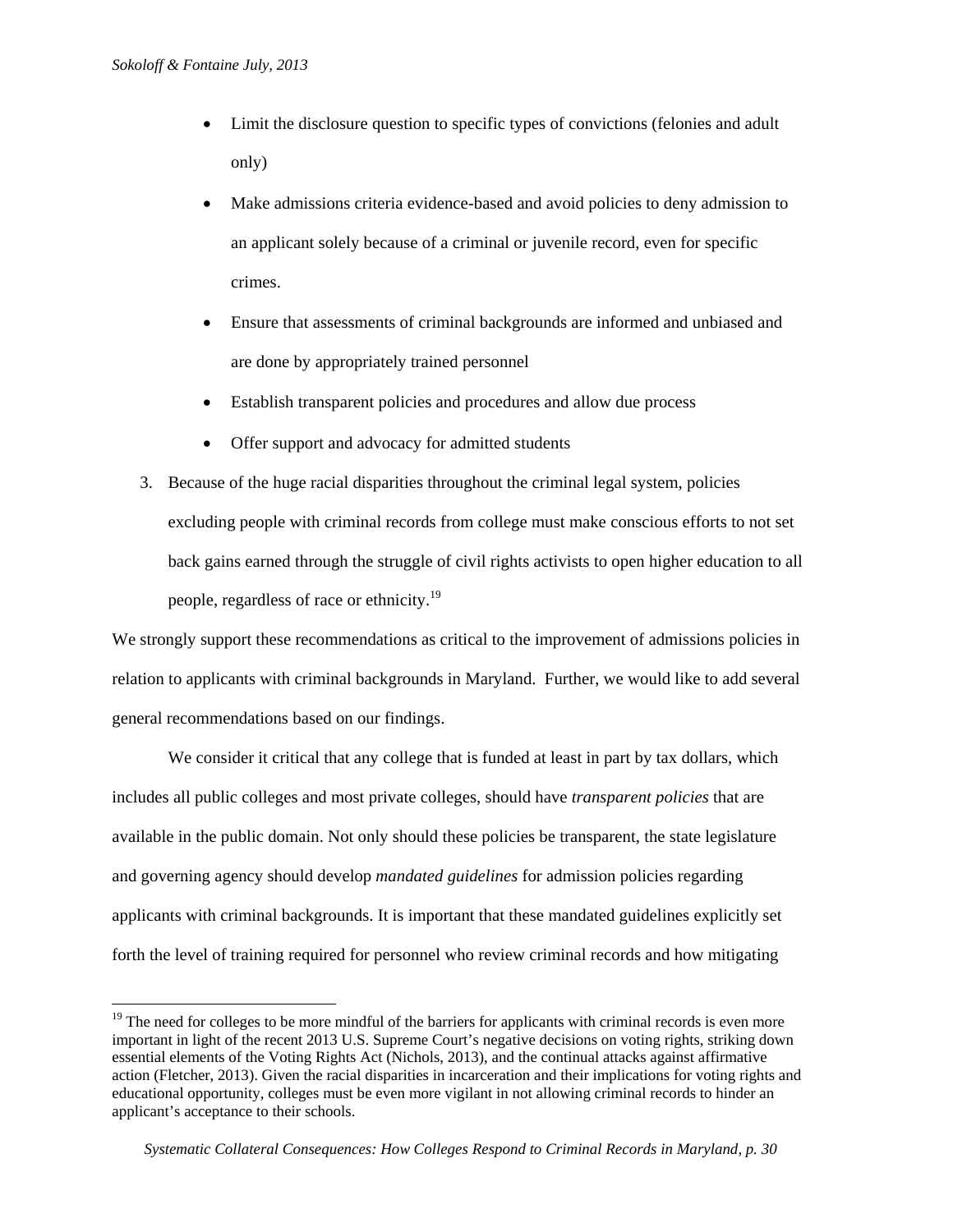- Limit the disclosure question to specific types of convictions (felonies and adult only)
- Make admissions criteria evidence-based and avoid policies to deny admission to an applicant solely because of a criminal or juvenile record, even for specific crimes.
- Ensure that assessments of criminal backgrounds are informed and unbiased and are done by appropriately trained personnel
- Establish transparent policies and procedures and allow due process
- Offer support and advocacy for admitted students

3. Because of the huge racial disparities throughout the criminal legal system, policies excluding people with criminal records from college must make conscious efforts to not set back gains earned through the struggle of civil rights activists to open higher education to all people, regardless of race or ethnicity.[19]

We strongly support these recommendations as critical to the improvement of admissions policies in relation to applicants with criminal backgrounds in Maryland. Further, we would like to add several general recommendations based on our findings.

We consider it critical that any college that is funded at least in part by tax dollars, which includes all public colleges and most private colleges, should have *transparent policies* that are available in the public domain. Not only should these policies be transparent, the state legislature and governing agency should develop *mandated guidelines* for admission policies regarding applicants with criminal backgrounds. It is important that these mandated guidelines explicitly set forth the level of training required for personnel who review criminal records and how mitigating

[19] The need for colleges to be more mindful of the barriers for applicants with criminal records is even more important in light of the recent 2013 U.S. Supreme Court's negative decisions on voting rights, striking down essential elements of the Voting Rights Act (Nichols, 2013), and the continual attacks against affirmative action (Fletcher, 2013). Given the racial disparities in incarceration and their implications for voting rights and educational opportunity, colleges must be even more vigilant in not allowing criminal records to hinder an applicant's acceptance to their schools.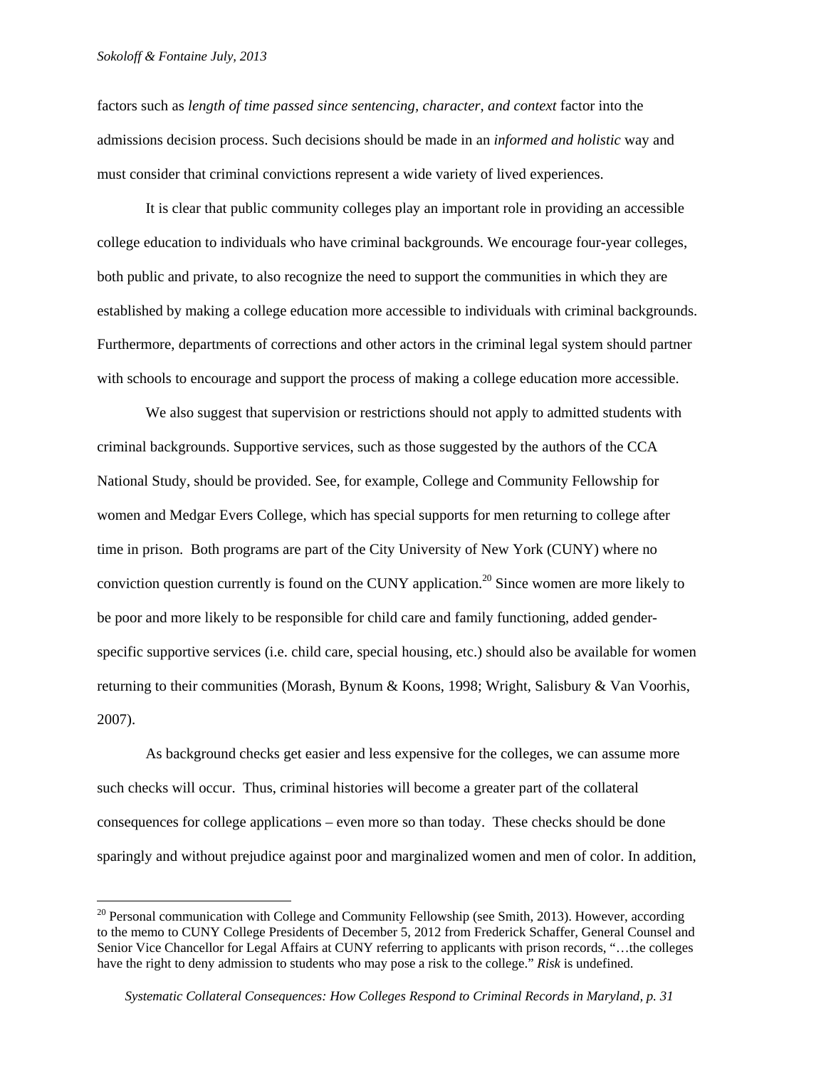factors such as *length of time passed since sentencing, character, and context* factor into the admissions decision process. Such decisions should be made in an *informed and holistic* way and must consider that criminal convictions represent a wide variety of lived experiences.

It is clear that public community colleges play an important role in providing an accessible college education to individuals who have criminal backgrounds. We encourage four-year colleges, both public and private, to also recognize the need to support the communities in which they are established by making a college education more accessible to individuals with criminal backgrounds. Furthermore, departments of corrections and other actors in the criminal legal system should partner with schools to encourage and support the process of making a college education more accessible.

We also suggest that supervision or restrictions should not apply to admitted students with criminal backgrounds. Supportive services, such as those suggested by the authors of the CCA National Study, should be provided. See, for example, College and Community Fellowship for women and Medgar Evers College, which has special supports for men returning to college after time in prison. Both programs are part of the City University of New York (CUNY) where no conviction question currently is found on the CUNY application.[20] Since women are more likely to be poor and more likely to be responsible for child care and family functioning, added gender-specific supportive services (i.e. child care, special housing, etc.) should also be available for women returning to their communities (Morash, Bynum & Koons, 1998; Wright, Salisbury & Van Voorhis, 2007).

As background checks get easier and less expensive for the colleges, we can assume more such checks will occur. Thus, criminal histories will become a greater part of the collateral consequences for college applications – even more so than today. These checks should be done sparingly and without prejudice against poor and marginalized women and men of color. In addition,

---

[20] Personal communication with College and Community Fellowship (see Smith, 2013). However, according to the memo to CUNY College Presidents of December 5, 2012 from Frederick Schaffer, General Counsel and Senior Vice Chancellor for Legal Affairs at CUNY referring to applicants with prison records, "…the colleges have the right to deny admission to students who may pose a risk to the college." *Risk* is undefined.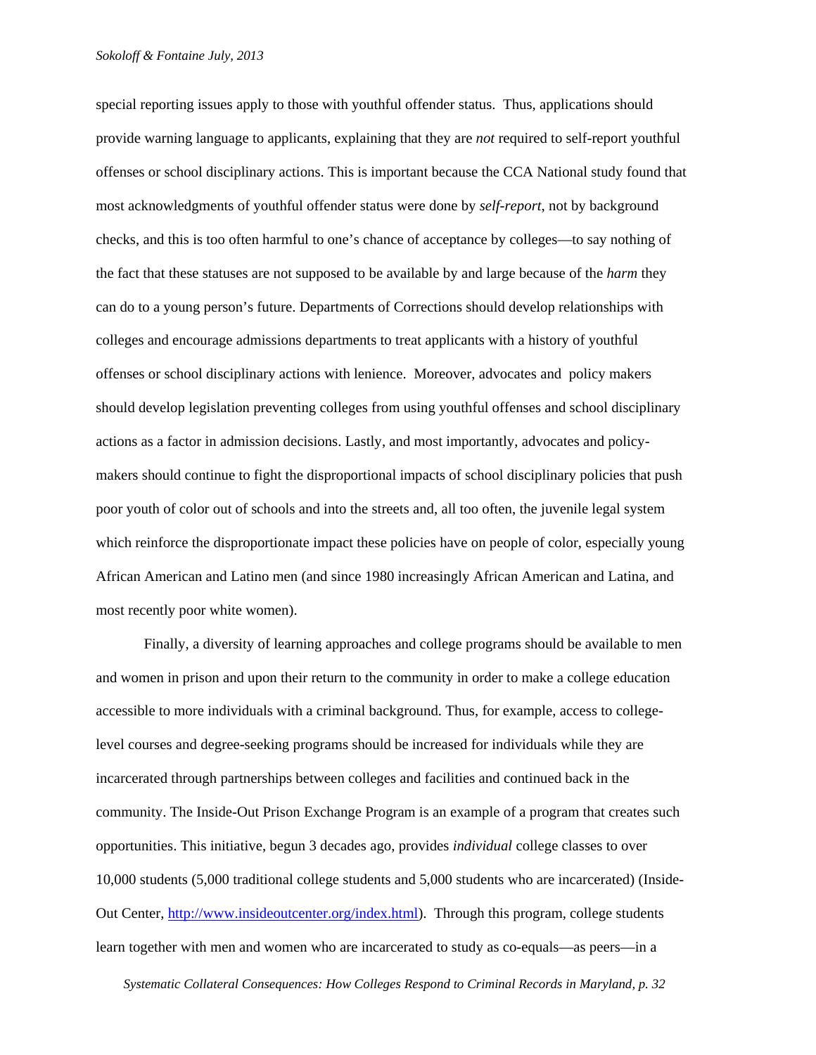special reporting issues apply to those with youthful offender status. Thus, applications should provide warning language to applicants, explaining that they are *not* required to self-report youthful offenses or school disciplinary actions. This is important because the CCA National study found that most acknowledgments of youthful offender status were done by *self-report*, not by background checks, and this is too often harmful to one's chance of acceptance by colleges—to say nothing of the fact that these statuses are not supposed to be available by and large because of the *harm* they can do to a young person's future. Departments of Corrections should develop relationships with colleges and encourage admissions departments to treat applicants with a history of youthful offenses or school disciplinary actions with lenience. Moreover, advocates and policy makers should develop legislation preventing colleges from using youthful offenses and school disciplinary actions as a factor in admission decisions. Lastly, and most importantly, advocates and policy-makers should continue to fight the disproportional impacts of school disciplinary policies that push poor youth of color out of schools and into the streets and, all too often, the juvenile legal system which reinforce the disproportionate impact these policies have on people of color, especially young African American and Latino men (and since 1980 increasingly African American and Latina, and most recently poor white women).

Finally, a diversity of learning approaches and college programs should be available to men and women in prison and upon their return to the community in order to make a college education accessible to more individuals with a criminal background. Thus, for example, access to college-level courses and degree-seeking programs should be increased for individuals while they are incarcerated through partnerships between colleges and facilities and continued back in the community. The Inside-Out Prison Exchange Program is an example of a program that creates such opportunities. This initiative, begun 3 decades ago, provides *individual* college classes to over 10,000 students (5,000 traditional college students and 5,000 students who are incarcerated) (Inside-Out Center, http://www.insideoutcenter.org/index.html). Through this program, college students learn together with men and women who are incarcerated to study as co-equals—as peers—in a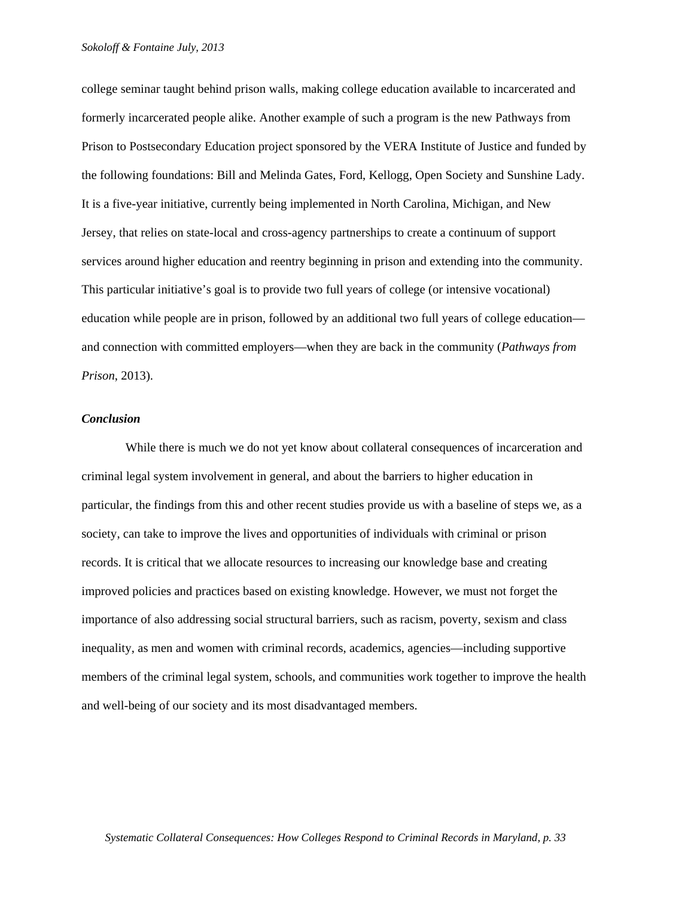college seminar taught behind prison walls, making college education available to incarcerated and formerly incarcerated people alike. Another example of such a program is the new Pathways from Prison to Postsecondary Education project sponsored by the VERA Institute of Justice and funded by the following foundations: Bill and Melinda Gates, Ford, Kellogg, Open Society and Sunshine Lady. It is a five-year initiative, currently being implemented in North Carolina, Michigan, and New Jersey, that relies on state-local and cross-agency partnerships to create a continuum of support services around higher education and reentry beginning in prison and extending into the community. This particular initiative's goal is to provide two full years of college (or intensive vocational) education while people are in prison, followed by an additional two full years of college education—and connection with committed employers—when they are back in the community (*Pathways from Prison*, 2013).

### *Conclusion*

While there is much we do not yet know about collateral consequences of incarceration and criminal legal system involvement in general, and about the barriers to higher education in particular, the findings from this and other recent studies provide us with a baseline of steps we, as a society, can take to improve the lives and opportunities of individuals with criminal or prison records. It is critical that we allocate resources to increasing our knowledge base and creating improved policies and practices based on existing knowledge. However, we must not forget the importance of also addressing social structural barriers, such as racism, poverty, sexism and class inequality, as men and women with criminal records, academics, agencies—including supportive members of the criminal legal system, schools, and communities work together to improve the health and well-being of our society and its most disadvantaged members.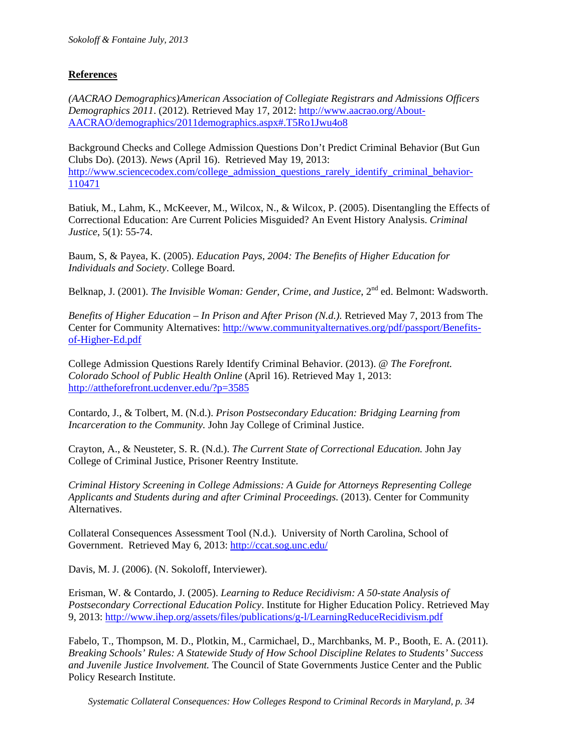**References**

*(AACRAO Demographics)American Association of Collegiate Registrars and Admissions Officers Demographics 2011*. (2012). Retrieved May 17, 2012: http://www.aacrao.org/About-AACRAO/demographics/2011demographics.aspx#.T5Ro1Jwu4o8

Background Checks and College Admission Questions Don't Predict Criminal Behavior (But Gun Clubs Do). (2013). *News* (April 16). Retrieved May 19, 2013: http://www.sciencecodex.com/college_admission_questions_rarely_identify_criminal_behavior-110471

Batiuk, M., Lahm, K., McKeever, M., Wilcox, N., & Wilcox, P. (2005). Disentangling the Effects of Correctional Education: Are Current Policies Misguided? An Event History Analysis. *Criminal Justice*, 5(1): 55-74.

Baum, S, & Payea, K. (2005). *Education Pays, 2004: The Benefits of Higher Education for Individuals and Society*. College Board.

Belknap, J. (2001). *The Invisible Woman: Gender, Crime, and Justice*, 2nd ed. Belmont: Wadsworth.

*Benefits of Higher Education – In Prison and After Prison (N.d.).* Retrieved May 7, 2013 from The Center for Community Alternatives: http://www.communityalternatives.org/pdf/passport/Benefits-of-Higher-Ed.pdf

College Admission Questions Rarely Identify Criminal Behavior. (2013). *@ The Forefront. Colorado School of Public Health Online* (April 16). Retrieved May 1, 2013: http://attheforefront.ucdenver.edu/?p=3585

Contardo, J., & Tolbert, M. (N.d.). *Prison Postsecondary Education: Bridging Learning from Incarceration to the Community.* John Jay College of Criminal Justice.

Crayton, A., & Neusteter, S. R. (N.d.). *The Current State of Correctional Education.* John Jay College of Criminal Justice, Prisoner Reentry Institute.

*Criminal History Screening in College Admissions: A Guide for Attorneys Representing College Applicants and Students during and after Criminal Proceedings.* (2013). Center for Community Alternatives.

Collateral Consequences Assessment Tool (N.d.). University of North Carolina, School of Government. Retrieved May 6, 2013: http://ccat.sog.unc.edu/

Davis, M. J. (2006). (N. Sokoloff, Interviewer).

Erisman, W. & Contardo, J. (2005). *Learning to Reduce Recidivism: A 50-state Analysis of Postsecondary Correctional Education Policy*. Institute for Higher Education Policy. Retrieved May 9, 2013: http://www.ihep.org/assets/files/publications/g-l/LearningReduceRecidivism.pdf

Fabelo, T., Thompson, M. D., Plotkin, M., Carmichael, D., Marchbanks, M. P., Booth, E. A. (2011). *Breaking Schools' Rules: A Statewide Study of How School Discipline Relates to Students' Success and Juvenile Justice Involvement.* The Council of State Governments Justice Center and the Public Policy Research Institute.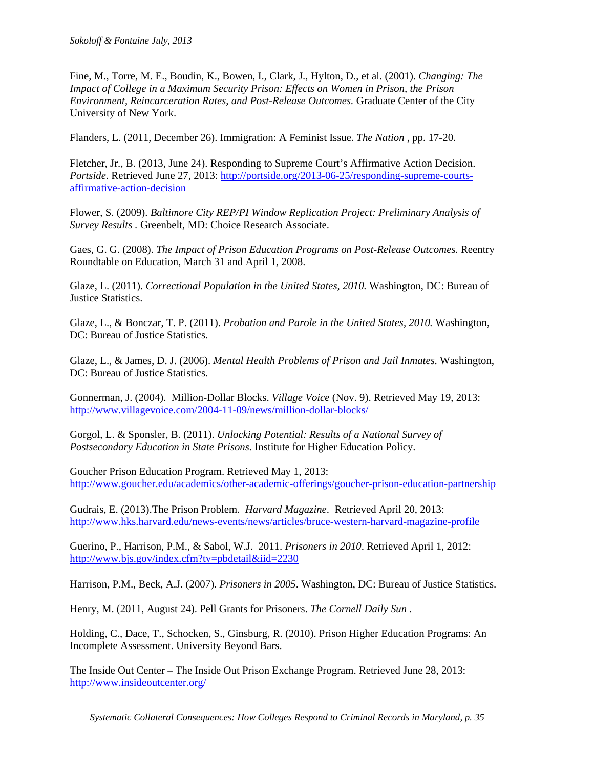Fine, M., Torre, M. E., Boudin, K., Bowen, I., Clark, J., Hylton, D., et al. (2001). *Changing: The Impact of College in a Maximum Security Prison: Effects on Women in Prison, the Prison Environment, Reincarceration Rates, and Post-Release Outcomes.* Graduate Center of the City University of New York.

Flanders, L. (2011, December 26). Immigration: A Feminist Issue. *The Nation* , pp. 17-20.

Fletcher, Jr., B. (2013, June 24). Responding to Supreme Court's Affirmative Action Decision. *Portside*. Retrieved June 27, 2013: http://portside.org/2013-06-25/responding-supreme-courts-affirmative-action-decision

Flower, S. (2009). *Baltimore City REP/PI Window Replication Project: Preliminary Analysis of Survey Results* . Greenbelt, MD: Choice Research Associate.

Gaes, G. G. (2008). *The Impact of Prison Education Programs on Post-Release Outcomes.* Reentry Roundtable on Education, March 31 and April 1, 2008.

Glaze, L. (2011). *Correctional Population in the United States, 2010.* Washington, DC: Bureau of Justice Statistics.

Glaze, L., & Bonczar, T. P. (2011). *Probation and Parole in the United States, 2010.* Washington, DC: Bureau of Justice Statistics.

Glaze, L., & James, D. J. (2006). *Mental Health Problems of Prison and Jail Inmates.* Washington, DC: Bureau of Justice Statistics.

Gonnerman, J. (2004). Million-Dollar Blocks. *Village Voice* (Nov. 9). Retrieved May 19, 2013: http://www.villagevoice.com/2004-11-09/news/million-dollar-blocks/

Gorgol, L. & Sponsler, B. (2011). *Unlocking Potential: Results of a National Survey of Postsecondary Education in State Prisons.* Institute for Higher Education Policy.

Goucher Prison Education Program. Retrieved May 1, 2013: http://www.goucher.edu/academics/other-academic-offerings/goucher-prison-education-partnership

Gudrais, E. (2013).The Prison Problem. *Harvard Magazine*. Retrieved April 20, 2013: http://www.hks.harvard.edu/news-events/news/articles/bruce-western-harvard-magazine-profile

Guerino, P., Harrison, P.M., & Sabol, W.J. 2011. *Prisoners in 2010*. Retrieved April 1, 2012: http://www.bjs.gov/index.cfm?ty=pbdetail&iid=2230

Harrison, P.M., Beck, A.J. (2007). *Prisoners in 2005*. Washington, DC: Bureau of Justice Statistics.

Henry, M. (2011, August 24). Pell Grants for Prisoners. *The Cornell Daily Sun* .

Holding, C., Dace, T., Schocken, S., Ginsburg, R. (2010). Prison Higher Education Programs: An Incomplete Assessment. University Beyond Bars.

The Inside Out Center – The Inside Out Prison Exchange Program. Retrieved June 28, 2013: http://www.insideoutcenter.org/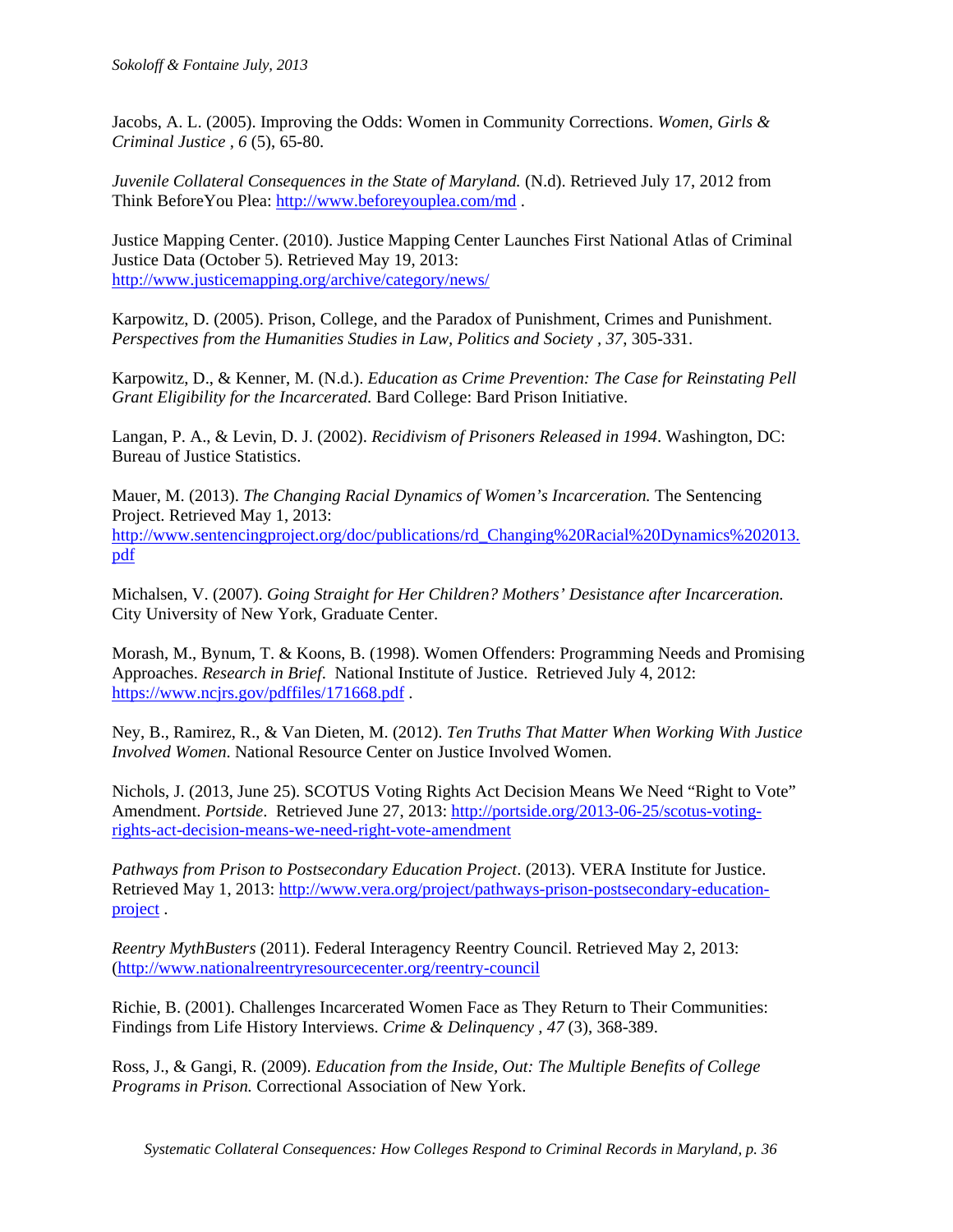Jacobs, A. L. (2005). Improving the Odds: Women in Community Corrections. *Women, Girls & Criminal Justice , 6* (5), 65-80.

*Juvenile Collateral Consequences in the State of Maryland.* (N.d). Retrieved July 17, 2012 from Think BeforeYou Plea: http://www.beforeyouplea.com/md .

Justice Mapping Center. (2010). Justice Mapping Center Launches First National Atlas of Criminal Justice Data (October 5). Retrieved May 19, 2013: http://www.justicemapping.org/archive/category/news/

Karpowitz, D. (2005). Prison, College, and the Paradox of Punishment, Crimes and Punishment. *Perspectives from the Humanities Studies in Law, Politics and Society , 37,* 305-331.

Karpowitz, D., & Kenner, M. (N.d.). *Education as Crime Prevention: The Case for Reinstating Pell Grant Eligibility for the Incarcerated.* Bard College: Bard Prison Initiative.

Langan, P. A., & Levin, D. J. (2002). *Recidivism of Prisoners Released in 1994*. Washington, DC: Bureau of Justice Statistics.

Mauer, M. (2013). *The Changing Racial Dynamics of Women's Incarceration.* The Sentencing Project. Retrieved May 1, 2013: http://www.sentencingproject.org/doc/publications/rd_Changing%20Racial%20Dynamics%202013.pdf

Michalsen, V. (2007). *Going Straight for Her Children? Mothers' Desistance after Incarceration.* City University of New York, Graduate Center.

Morash, M., Bynum, T. & Koons, B. (1998). Women Offenders: Programming Needs and Promising Approaches. *Research in Brief.* National Institute of Justice. Retrieved July 4, 2012: https://www.ncjrs.gov/pdffiles/171668.pdf .

Ney, B., Ramirez, R., & Van Dieten, M. (2012). *Ten Truths That Matter When Working With Justice Involved Women*. National Resource Center on Justice Involved Women.

Nichols, J. (2013, June 25). SCOTUS Voting Rights Act Decision Means We Need "Right to Vote" Amendment. *Portside*. Retrieved June 27, 2013: http://portside.org/2013-06-25/scotus-voting-rights-act-decision-means-we-need-right-vote-amendment

*Pathways from Prison to Postsecondary Education Project*. (2013). VERA Institute for Justice. Retrieved May 1, 2013: http://www.vera.org/project/pathways-prison-postsecondary-education-project .

*Reentry MythBusters* (2011). Federal Interagency Reentry Council. Retrieved May 2, 2013: (http://www.nationalreentryresourcecenter.org/reentry-council

Richie, B. (2001). Challenges Incarcerated Women Face as They Return to Their Communities: Findings from Life History Interviews. *Crime & Delinquency , 47* (3), 368-389.

Ross, J., & Gangi, R. (2009). *Education from the Inside, Out: The Multiple Benefits of College Programs in Prison.* Correctional Association of New York.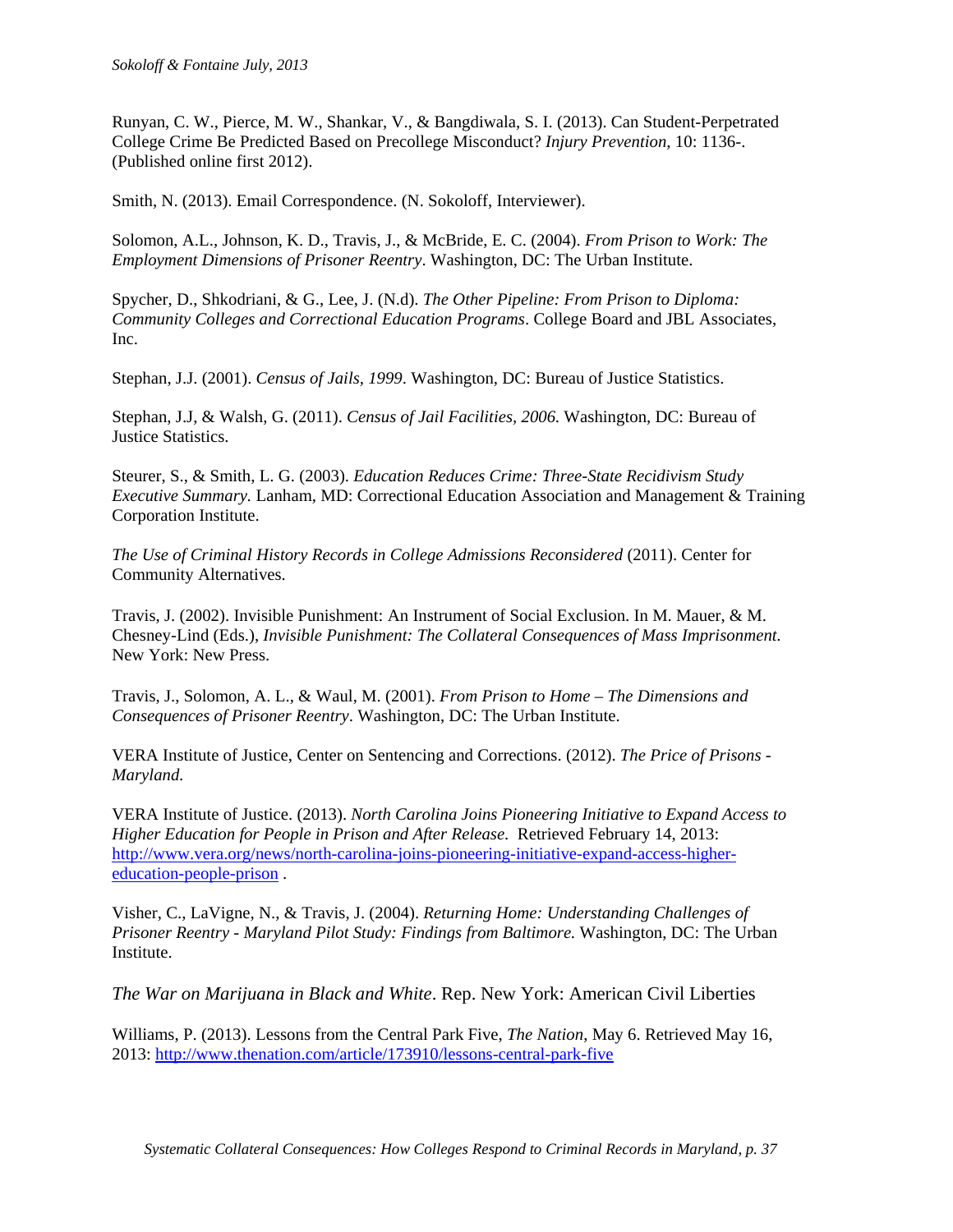Runyan, C. W., Pierce, M. W., Shankar, V., & Bangdiwala, S. I. (2013). Can Student-Perpetrated College Crime Be Predicted Based on Precollege Misconduct? *Injury Prevention*, 10: 1136-. (Published online first 2012).

Smith, N. (2013). Email Correspondence. (N. Sokoloff, Interviewer).

Solomon, A.L., Johnson, K. D., Travis, J., & McBride, E. C. (2004). *From Prison to Work: The Employment Dimensions of Prisoner Reentry*. Washington, DC: The Urban Institute.

Spycher, D., Shkodriani, & G., Lee, J. (N.d). *The Other Pipeline: From Prison to Diploma: Community Colleges and Correctional Education Programs*. College Board and JBL Associates, Inc.

Stephan, J.J. (2001). *Census of Jails, 1999*. Washington, DC: Bureau of Justice Statistics.

Stephan, J.J, & Walsh, G. (2011). *Census of Jail Facilities, 2006.* Washington, DC: Bureau of Justice Statistics.

Steurer, S., & Smith, L. G. (2003). *Education Reduces Crime: Three-State Recidivism Study Executive Summary.* Lanham, MD: Correctional Education Association and Management & Training Corporation Institute.

*The Use of Criminal History Records in College Admissions Reconsidered* (2011). Center for Community Alternatives.

Travis, J. (2002). Invisible Punishment: An Instrument of Social Exclusion. In M. Mauer, & M. Chesney-Lind (Eds.), *Invisible Punishment: The Collateral Consequences of Mass Imprisonment.* New York: New Press.

Travis, J., Solomon, A. L., & Waul, M. (2001). *From Prison to Home – The Dimensions and Consequences of Prisoner Reentry*. Washington, DC: The Urban Institute.

VERA Institute of Justice, Center on Sentencing and Corrections. (2012). *The Price of Prisons - Maryland.*

VERA Institute of Justice. (2013). *North Carolina Joins Pioneering Initiative to Expand Access to Higher Education for People in Prison and After Release*. Retrieved February 14, 2013: http://www.vera.org/news/north-carolina-joins-pioneering-initiative-expand-access-higher-education-people-prison .

Visher, C., LaVigne, N., & Travis, J. (2004). *Returning Home: Understanding Challenges of Prisoner Reentry - Maryland Pilot Study: Findings from Baltimore.* Washington, DC: The Urban Institute.

*The War on Marijuana in Black and White*. Rep. New York: American Civil Liberties

Williams, P. (2013). Lessons from the Central Park Five, *The Nation*, May 6. Retrieved May 16, 2013: http://www.thenation.com/article/173910/lessons-central-park-five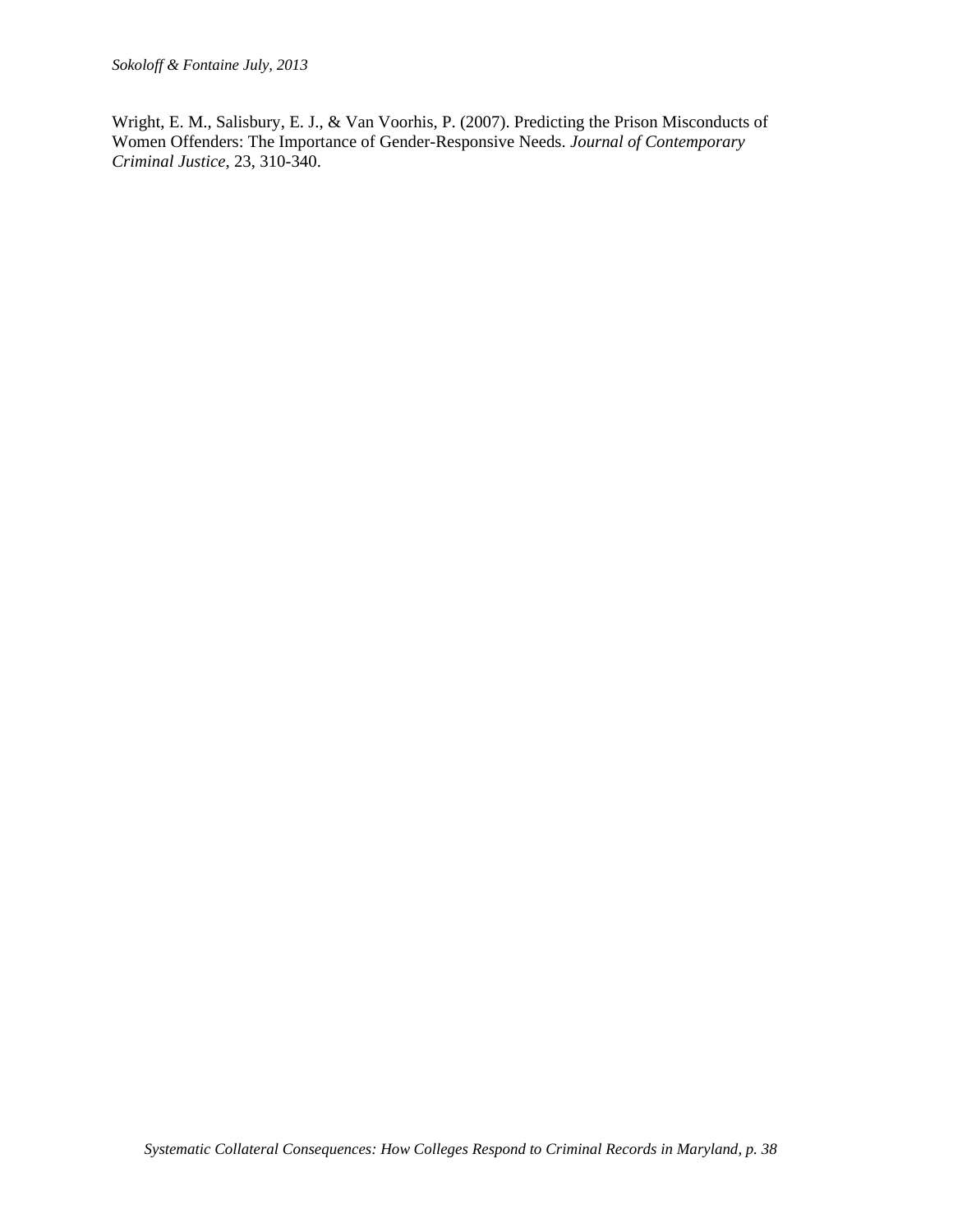Wright, E. M., Salisbury, E. J., & Van Voorhis, P. (2007). Predicting the Prison Misconducts of Women Offenders: The Importance of Gender-Responsive Needs. *Journal of Contemporary Criminal Justice*, 23, 310-340.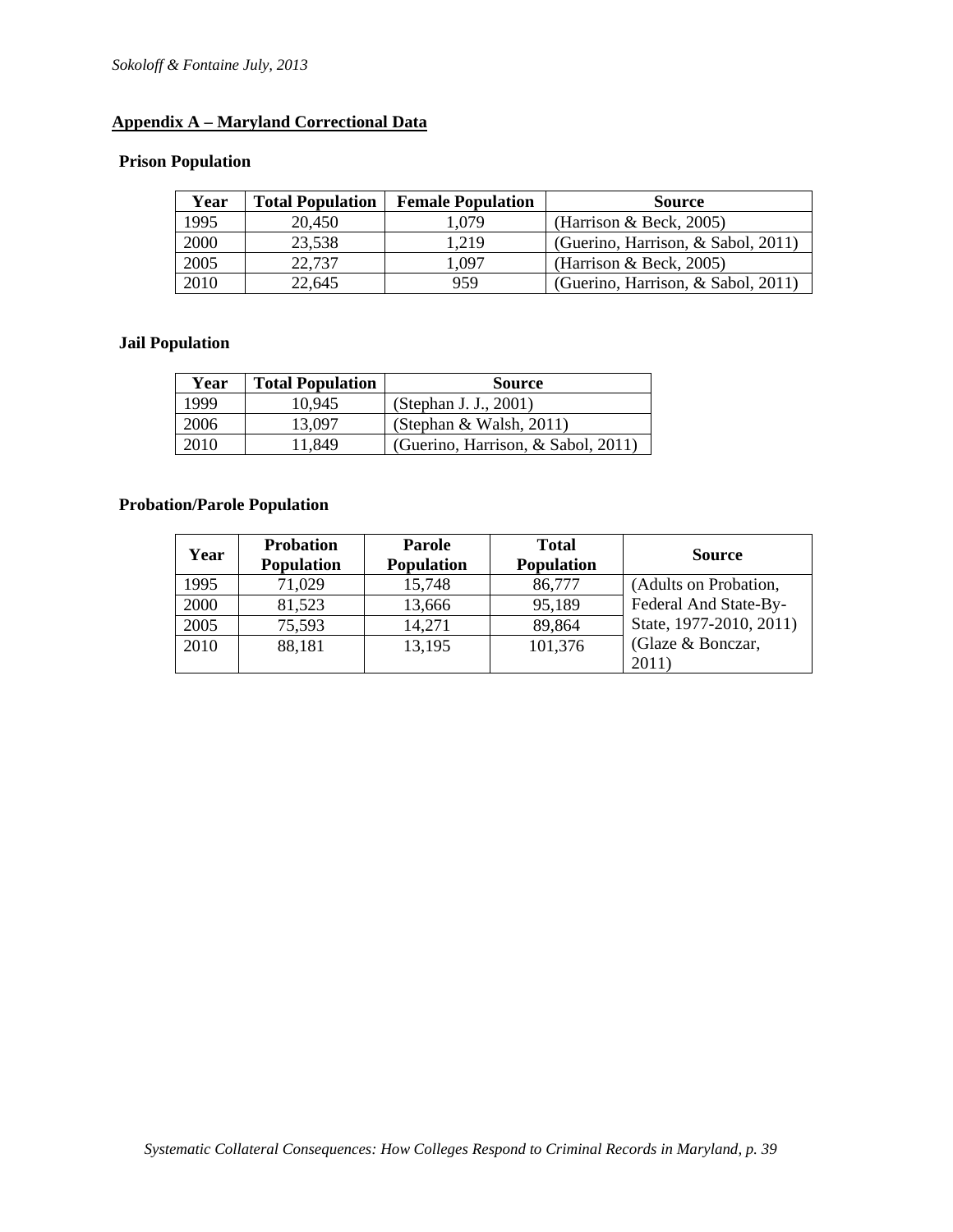## Appendix A – Maryland Correctional Data

### Prison Population

| Year | Total Population | Female Population | Source |
|---|---|---|---|
| 1995 | 20,450 | 1,079 | (Harrison & Beck, 2005) |
| 2000 | 23,538 | 1,219 | (Guerino, Harrison, & Sabol, 2011) |
| 2005 | 22,737 | 1,097 | (Harrison & Beck, 2005) |
| 2010 | 22,645 | 959 | (Guerino, Harrison, & Sabol, 2011) |

### Jail Population

| Year | Total Population | Source |
|---|---|---|
| 1999 | 10,945 | (Stephan J. J., 2001) |
| 2006 | 13,097 | (Stephan & Walsh, 2011) |
| 2010 | 11,849 | (Guerino, Harrison, & Sabol, 2011) |

### Probation/Parole Population

| Year | Probation Population | Parole Population | Total Population | Source |
|---|---|---|---|---|
| 1995 | 71,029 | 15,748 | 86,777 | (Adults on Probation, Federal And State-By-State, 1977-2010, 2011) (Glaze & Bonczar, 2011) |
| 2000 | 81,523 | 13,666 | 95,189 | |
| 2005 | 75,593 | 14,271 | 89,864 | |
| 2010 | 88,181 | 13,195 | 101,376 | |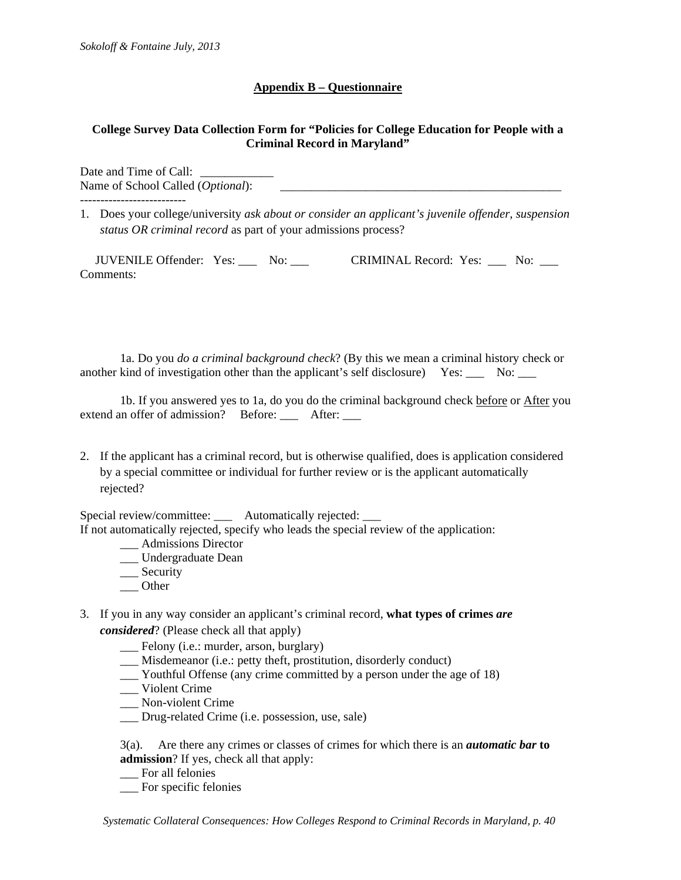## Appendix B – Questionnaire

**College Survey Data Collection Form for "Policies for College Education for People with a Criminal Record in Maryland"**

Date and Time of Call: ____________
Name of School Called (*Optional*): ________________________________________________
--------------------------

1. Does your college/university *ask about or consider an applicant's juvenile offender, suspension status OR criminal record* as part of your admissions process?

   JUVENILE Offender: Yes: ___ No: ___ CRIMINAL Record: Yes: ___ No: ___
   Comments:

   1a. Do you *do a criminal background check*? (By this we mean a criminal history check or another kind of investigation other than the applicant's self disclosure) Yes: ___ No: ___

   1b. If you answered yes to 1a, do you do the criminal background check before or After you extend an offer of admission? Before: ___ After: ___

2. If the applicant has a criminal record, but is otherwise qualified, does is application considered by a special committee or individual for further review or is the applicant automatically rejected?

Special review/committee: ___ Automatically rejected: ___
If not automatically rejected, specify who leads the special review of the application:
- ___ Admissions Director
- ___ Undergraduate Dean
- ___ Security
- ___ Other

3. If you in any way consider an applicant's criminal record, **what types of crimes *are considered***? (Please check all that apply)
   - ___ Felony (i.e.: murder, arson, burglary)
   - ___ Misdemeanor (i.e.: petty theft, prostitution, disorderly conduct)
   - ___ Youthful Offense (any crime committed by a person under the age of 18)
   - ___ Violent Crime
   - ___ Non-violent Crime
   - ___ Drug-related Crime (i.e. possession, use, sale)

   3(a). Are there any crimes or classes of crimes for which there is an ***automatic bar* to admission**? If yes, check all that apply:
   - ___ For all felonies
   - ___ For specific felonies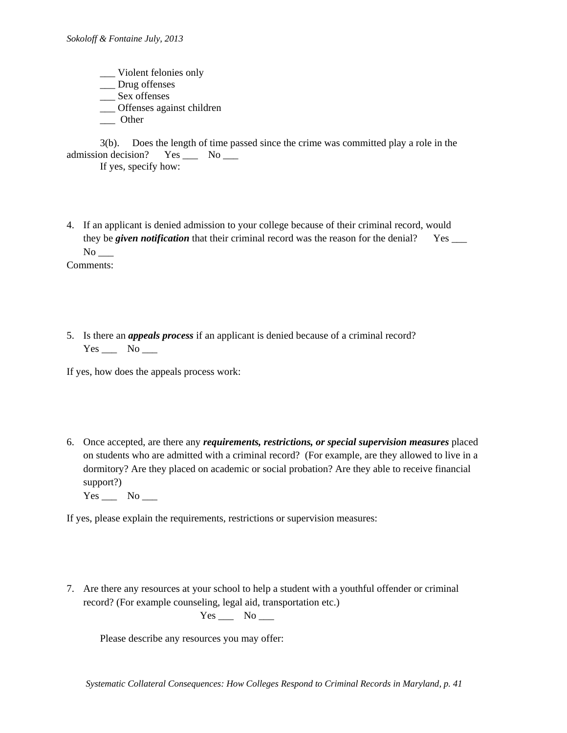___ Violent felonies only
___ Drug offenses
___ Sex offenses
___ Offenses against children
___ Other

3(b). Does the length of time passed since the crime was committed play a role in the admission decision? Yes ___ No ___

If yes, specify how:

4. If an applicant is denied admission to your college because of their criminal record, would they be ***given notification*** that their criminal record was the reason for the denial? Yes ___ No ___

Comments:

5. Is there an ***appeals process*** if an applicant is denied because of a criminal record? Yes ___ No ___

If yes, how does the appeals process work:

6. Once accepted, are there any ***requirements, restrictions, or special supervision measures*** placed on students who are admitted with a criminal record? (For example, are they allowed to live in a dormitory? Are they placed on academic or social probation? Are they able to receive financial support?)
Yes ___ No ___

If yes, please explain the requirements, restrictions or supervision measures:

7. Are there any resources at your school to help a student with a youthful offender or criminal record? (For example counseling, legal aid, transportation etc.)
Yes ___ No ___

Please describe any resources you may offer: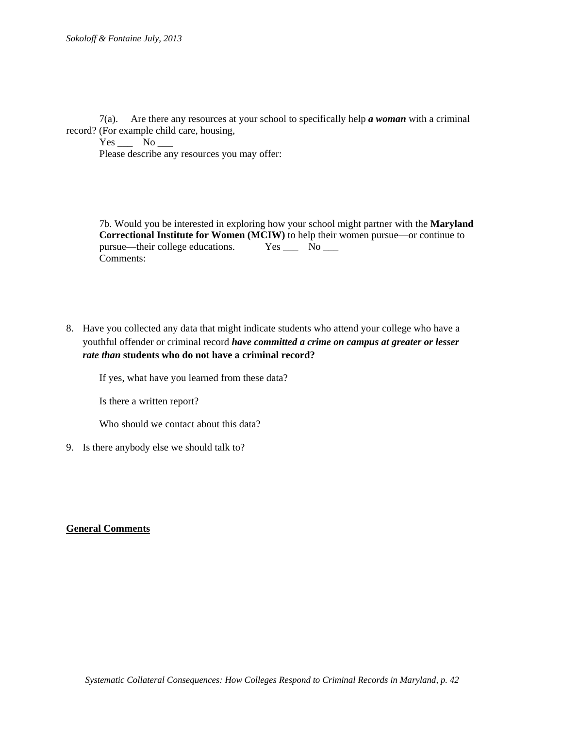7(a). Are there any resources at your school to specifically help ***a woman*** with a criminal record? (For example child care, housing,

Yes ___ No ___

Please describe any resources you may offer:

7b. Would you be interested in exploring how your school might partner with the **Maryland Correctional Institute for Women (MCIW)** to help their women pursue—or continue to pursue—their college educations. Yes ___ No ___

Comments:

8. Have you collected any data that might indicate students who attend your college who have a youthful offender or criminal record ***have committed a crime on campus at greater or lesser rate than*** **students who do not have a criminal record?**

   If yes, what have you learned from these data?

   Is there a written report?

   Who should we contact about this data?

9. Is there anybody else we should talk to?

**General Comments**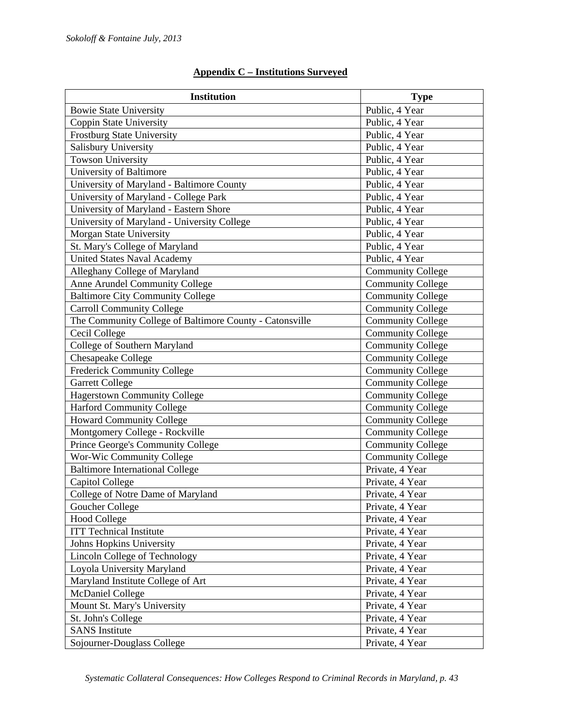## Appendix C – Institutions Surveyed

| Institution | Type |
|---|---|
| Bowie State University | Public, 4 Year |
| Coppin State University | Public, 4 Year |
| Frostburg State University | Public, 4 Year |
| Salisbury University | Public, 4 Year |
| Towson University | Public, 4 Year |
| University of Baltimore | Public, 4 Year |
| University of Maryland - Baltimore County | Public, 4 Year |
| University of Maryland - College Park | Public, 4 Year |
| University of Maryland - Eastern Shore | Public, 4 Year |
| University of Maryland - University College | Public, 4 Year |
| Morgan State University | Public, 4 Year |
| St. Mary's College of Maryland | Public, 4 Year |
| United States Naval Academy | Public, 4 Year |
| Alleghany College of Maryland | Community College |
| Anne Arundel Community College | Community College |
| Baltimore City Community College | Community College |
| Carroll Community College | Community College |
| The Community College of Baltimore County - Catonsville | Community College |
| Cecil College | Community College |
| College of Southern Maryland | Community College |
| Chesapeake College | Community College |
| Frederick Community College | Community College |
| Garrett College | Community College |
| Hagerstown Community College | Community College |
| Harford Community College | Community College |
| Howard Community College | Community College |
| Montgomery College - Rockville | Community College |
| Prince George's Community College | Community College |
| Wor-Wic Community College | Community College |
| Baltimore International College | Private, 4 Year |
| Capitol College | Private, 4 Year |
| College of Notre Dame of Maryland | Private, 4 Year |
| Goucher College | Private, 4 Year |
| Hood College | Private, 4 Year |
| ITT Technical Institute | Private, 4 Year |
| Johns Hopkins University | Private, 4 Year |
| Lincoln College of Technology | Private, 4 Year |
| Loyola University Maryland | Private, 4 Year |
| Maryland Institute College of Art | Private, 4 Year |
| McDaniel College | Private, 4 Year |
| Mount St. Mary's University | Private, 4 Year |
| St. John's College | Private, 4 Year |
| SANS Institute | Private, 4 Year |
| Sojourner-Douglass College | Private, 4 Year |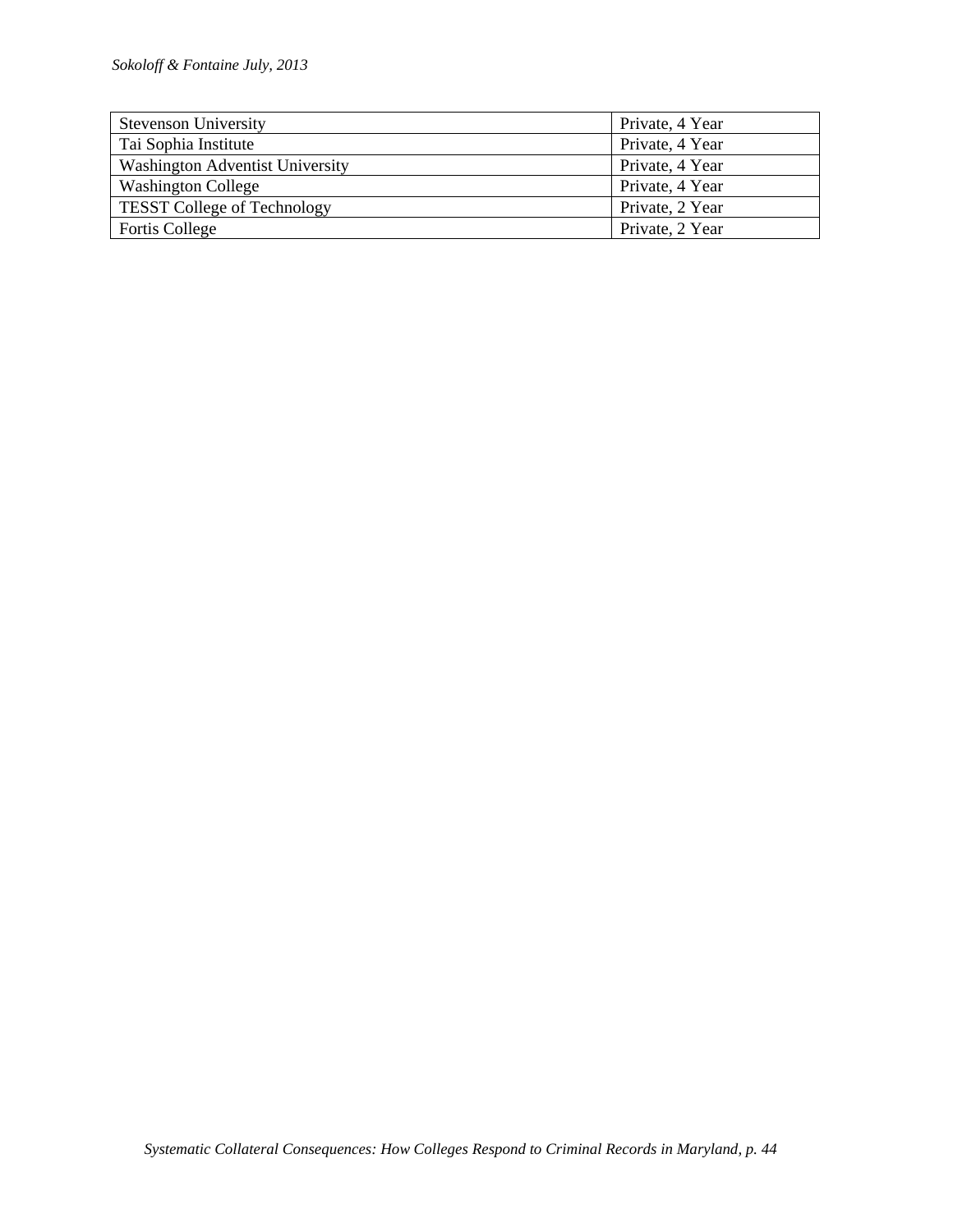| | |
|---|---|
| Stevenson University | Private, 4 Year |
| Tai Sophia Institute | Private, 4 Year |
| Washington Adventist University | Private, 4 Year |
| Washington College | Private, 4 Year |
| TESST College of Technology | Private, 2 Year |
| Fortis College | Private, 2 Year |